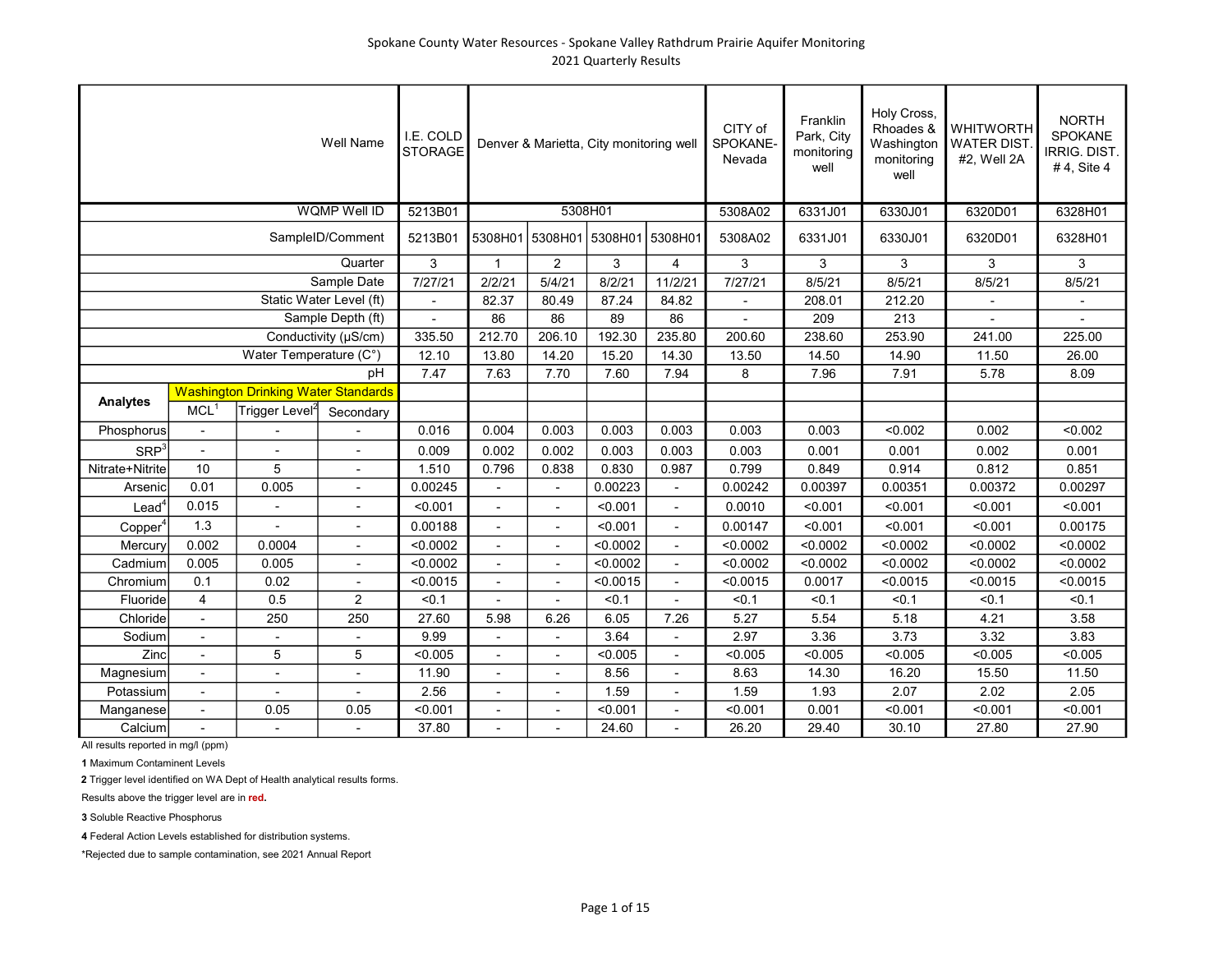Spokane County Water Resources - Spokane Valley Rathdrum Prairie Aquifer Monitoring
2021 Quarterly Results

| | | | Well Name | I.E. COLD STORAGE | Denver & Marietta, City monitoring well | | | | CITY of SPOKANE-Nevada | Franklin Park, City monitoring well | Holy Cross, Rhoades & Washington monitoring well | WHITWORTH WATER DIST. #2, Well 2A | NORTH SPOKANE IRRIG. DIST. # 4, Site 4 |
|---|---|---|---|---|---|---|---|---|---|---|---|---|---|
| | | | WQMP Well ID | 5213B01 | 5308H01 | | | | 5308A02 | 6331J01 | 6330J01 | 6320D01 | 6328H01 |
| | | | SampleID/Comment | 5213B01 | 5308H01 | 5308H01 | 5308H01 | 5308H01 | 5308A02 | 6331J01 | 6330J01 | 6320D01 | 6328H01 |
| | | | Quarter | 3 | 1 | 2 | 3 | 4 | 3 | 3 | 3 | 3 | 3 |
| | | | Sample Date | 7/27/21 | 2/2/21 | 5/4/21 | 8/2/21 | 11/2/21 | 7/27/21 | 8/5/21 | 8/5/21 | 8/5/21 | 8/5/21 |
| | | | Static Water Level (ft) | - | 82.37 | 80.49 | 87.24 | 84.82 | - | 208.01 | 212.20 | - | - |
| | | | Sample Depth (ft) | - | 86 | 86 | 89 | 86 | - | 209 | 213 | - | - |
| | | | Conductivity (µS/cm) | 335.50 | 212.70 | 206.10 | 192.30 | 235.80 | 200.60 | 238.60 | 253.90 | 241.00 | 225.00 |
| | | | Water Temperature (C°) | 12.10 | 13.80 | 14.20 | 15.20 | 14.30 | 13.50 | 14.50 | 14.90 | 11.50 | 26.00 |
| | | | pH | 7.47 | 7.63 | 7.70 | 7.60 | 7.94 | 8 | 7.96 | 7.91 | 5.78 | 8.09 |
| **Analytes** | Washington Drinking Water Standards | | | | | | | | | | | | |
| | MCL[1] | Trigger Level[2] | Secondary | | | | | | | | | | |
| Phosphorus | - | - | - | 0.016 | 0.004 | 0.003 | 0.003 | 0.003 | 0.003 | 0.003 | <0.002 | 0.002 | <0.002 |
| SRP[3] | - | - | - | 0.009 | 0.002 | 0.002 | 0.003 | 0.003 | 0.003 | 0.001 | 0.001 | 0.002 | 0.001 |
| Nitrate+Nitrite | 10 | 5 | - | 1.510 | 0.796 | 0.838 | 0.830 | 0.987 | 0.799 | 0.849 | 0.914 | 0.812 | 0.851 |
| Arsenic | 0.01 | 0.005 | - | 0.00245 | - | - | 0.00223 | - | 0.00242 | 0.00397 | 0.00351 | 0.00372 | 0.00297 |
| Lead[4] | 0.015 | - | - | <0.001 | - | - | <0.001 | - | 0.0010 | <0.001 | <0.001 | <0.001 | <0.001 |
| Copper[4] | 1.3 | - | - | 0.00188 | - | - | <0.001 | - | 0.00147 | <0.001 | <0.001 | <0.001 | 0.00175 |
| Mercury | 0.002 | 0.0004 | - | <0.0002 | - | - | <0.0002 | - | <0.0002 | <0.0002 | <0.0002 | <0.0002 | <0.0002 |
| Cadmium | 0.005 | 0.005 | - | <0.0002 | - | - | <0.0002 | - | <0.0002 | <0.0002 | <0.0002 | <0.0002 | <0.0002 |
| Chromium | 0.1 | 0.02 | - | <0.0015 | - | - | <0.0015 | - | <0.0015 | 0.0017 | <0.0015 | <0.0015 | <0.0015 |
| Fluoride | 4 | 0.5 | 2 | <0.1 | - | - | <0.1 | - | <0.1 | <0.1 | <0.1 | <0.1 | <0.1 |
| Chloride | - | 250 | 250 | 27.60 | 5.98 | 6.26 | 6.05 | 7.26 | 5.27 | 5.54 | 5.18 | 4.21 | 3.58 |
| Sodium | - | - | - | 9.99 | - | - | 3.64 | - | 2.97 | 3.36 | 3.73 | 3.32 | 3.83 |
| Zinc | - | 5 | 5 | <0.005 | - | - | <0.005 | - | <0.005 | <0.005 | <0.005 | <0.005 | <0.005 |
| Magnesium | - | - | - | 11.90 | - | - | 8.56 | - | 8.63 | 14.30 | 16.20 | 15.50 | 11.50 |
| Potassium | - | - | - | 2.56 | - | - | 1.59 | - | 1.59 | 1.93 | 2.07 | 2.02 | 2.05 |
| Manganese | - | 0.05 | 0.05 | <0.001 | - | - | <0.001 | - | <0.001 | 0.001 | <0.001 | <0.001 | <0.001 |
| Calcium | - | - | - | 37.80 | - | - | 24.60 | - | 26.20 | 29.40 | 30.10 | 27.80 | 27.90 |

All results reported in mg/l (ppm)

**1** Maximum Contaminent Levels

**2** Trigger level identified on WA Dept of Health analytical results forms.

Results above the trigger level are in **red.**

**3** Soluble Reactive Phosphorus

**4** Federal Action Levels established for distribution systems.

*Rejected due to sample contamination, see 2021 Annual Report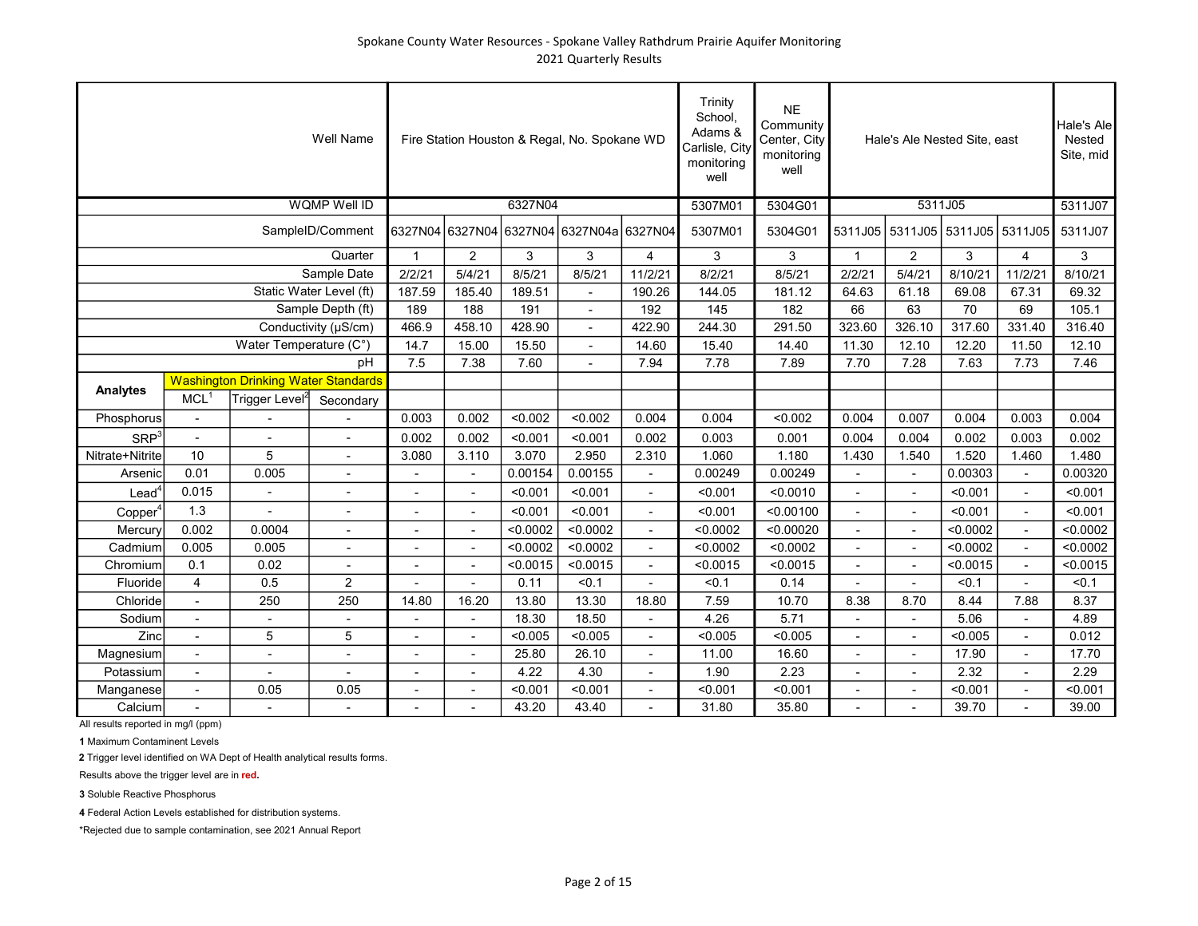Spokane County Water Resources - Spokane Valley Rathdrum Prairie Aquifer Monitoring
2021 Quarterly Results

| | | | Well Name | Fire Station Houston & Regal, No. Spokane WD | | | | | Trinity School, Adams & Carlisle, City monitoring well | NE Community Center, City monitoring well | Hale's Ale Nested Site, east | | | | Hale's Ale Nested Site, mid |
|---|---|---|---|---|---|---|---|---|---|---|---|---|---|---|---|
| | | | WQMP Well ID | 6327N04 | | | | | 5307M01 | 5304G01 | 5311J05 | | | | 5311J07 |
| | | | SampleID/Comment | 6327N04 | 6327N04 | 6327N04 | 6327N04a | 6327N04 | 5307M01 | 5304G01 | 5311J05 | 5311J05 | 5311J05 | 5311J05 | 5311J07 |
| | | | Quarter | 1 | 2 | 3 | 3 | 4 | 3 | 3 | 1 | 2 | 3 | 4 | 3 |
| | | | Sample Date | 2/2/21 | 5/4/21 | 8/5/21 | 8/5/21 | 11/2/21 | 8/2/21 | 8/5/21 | 2/2/21 | 5/4/21 | 8/10/21 | 11/2/21 | 8/10/21 |
| | | | Static Water Level (ft) | 187.59 | 185.40 | 189.51 | - | 190.26 | 144.05 | 181.12 | 64.63 | 61.18 | 69.08 | 67.31 | 69.32 |
| | | | Sample Depth (ft) | 189 | 188 | 191 | - | 192 | 145 | 182 | 66 | 63 | 70 | 69 | 105.1 |
| | | | Conductivity (µS/cm) | 466.9 | 458.10 | 428.90 | - | 422.90 | 244.30 | 291.50 | 323.60 | 326.10 | 317.60 | 331.40 | 316.40 |
| | | | Water Temperature (C°) | 14.7 | 15.00 | 15.50 | - | 14.60 | 15.40 | 14.40 | 11.30 | 12.10 | 12.20 | 11.50 | 12.10 |
| | | | pH | 7.5 | 7.38 | 7.60 | - | 7.94 | 7.78 | 7.89 | 7.70 | 7.28 | 7.63 | 7.73 | 7.46 |
| **Analytes** | Washington Drinking Water Standards | | | | | | | | | | | | | | |
| | MCL[1] | Trigger Level[2] | Secondary | | | | | | | | | | | | |
| Phosphorus | - | - | - | 0.003 | 0.002 | <0.002 | <0.002 | 0.004 | 0.004 | <0.002 | 0.004 | 0.007 | 0.004 | 0.003 | 0.004 |
| SRP[3] | - | - | - | 0.002 | 0.002 | <0.001 | <0.001 | 0.002 | 0.003 | 0.001 | 0.004 | 0.004 | 0.002 | 0.003 | 0.002 |
| Nitrate+Nitrite | 10 | 5 | - | 3.080 | 3.110 | 3.070 | 2.950 | 2.310 | 1.060 | 1.180 | 1.430 | 1.540 | 1.520 | 1.460 | 1.480 |
| Arsenic | 0.01 | 0.005 | - | - | - | 0.00154 | 0.00155 | - | 0.00249 | 0.00249 | - | - | 0.00303 | - | 0.00320 |
| Lead[4] | 0.015 | - | - | - | - | <0.001 | <0.001 | - | <0.001 | <0.0010 | - | - | <0.001 | - | <0.001 |
| Copper[4] | 1.3 | - | - | - | - | <0.001 | <0.001 | - | <0.001 | <0.00100 | - | - | <0.001 | - | <0.001 |
| Mercury | 0.002 | 0.0004 | - | - | - | <0.0002 | <0.0002 | - | <0.0002 | <0.00020 | - | - | <0.0002 | - | <0.0002 |
| Cadmium | 0.005 | 0.005 | - | - | - | <0.0002 | <0.0002 | - | <0.0002 | <0.0002 | - | - | <0.0002 | - | <0.0002 |
| Chromium | 0.1 | 0.02 | - | - | - | <0.0015 | <0.0015 | - | <0.0015 | <0.0015 | - | - | <0.0015 | - | <0.0015 |
| Fluoride | 4 | 0.5 | 2 | - | - | 0.11 | <0.1 | - | <0.1 | 0.14 | - | - | <0.1 | - | <0.1 |
| Chloride | - | 250 | 250 | 14.80 | 16.20 | 13.80 | 13.30 | 18.80 | 7.59 | 10.70 | 8.38 | 8.70 | 8.44 | 7.88 | 8.37 |
| Sodium | - | - | - | - | - | 18.30 | 18.50 | - | 4.26 | 5.71 | - | - | 5.06 | - | 4.89 |
| Zinc | - | 5 | 5 | - | - | <0.005 | <0.005 | - | <0.005 | <0.005 | - | - | <0.005 | - | 0.012 |
| Magnesium | - | - | - | - | - | 25.80 | 26.10 | - | 11.00 | 16.60 | - | - | 17.90 | - | 17.70 |
| Potassium | - | - | - | - | - | 4.22 | 4.30 | - | 1.90 | 2.23 | - | - | 2.32 | - | 2.29 |
| Manganese | - | 0.05 | 0.05 | - | - | <0.001 | <0.001 | - | <0.001 | <0.001 | - | - | <0.001 | - | <0.001 |
| Calcium | - | - | - | - | - | 43.20 | 43.40 | - | 31.80 | 35.80 | - | - | 39.70 | - | 39.00 |

All results reported in mg/l (ppm)

**1** Maximum Contaminent Levels

**2** Trigger level identified on WA Dept of Health analytical results forms.

Results above the trigger level are in **red.**

**3** Soluble Reactive Phosphorus

**4** Federal Action Levels established for distribution systems.

*Rejected due to sample contamination, see 2021 Annual Report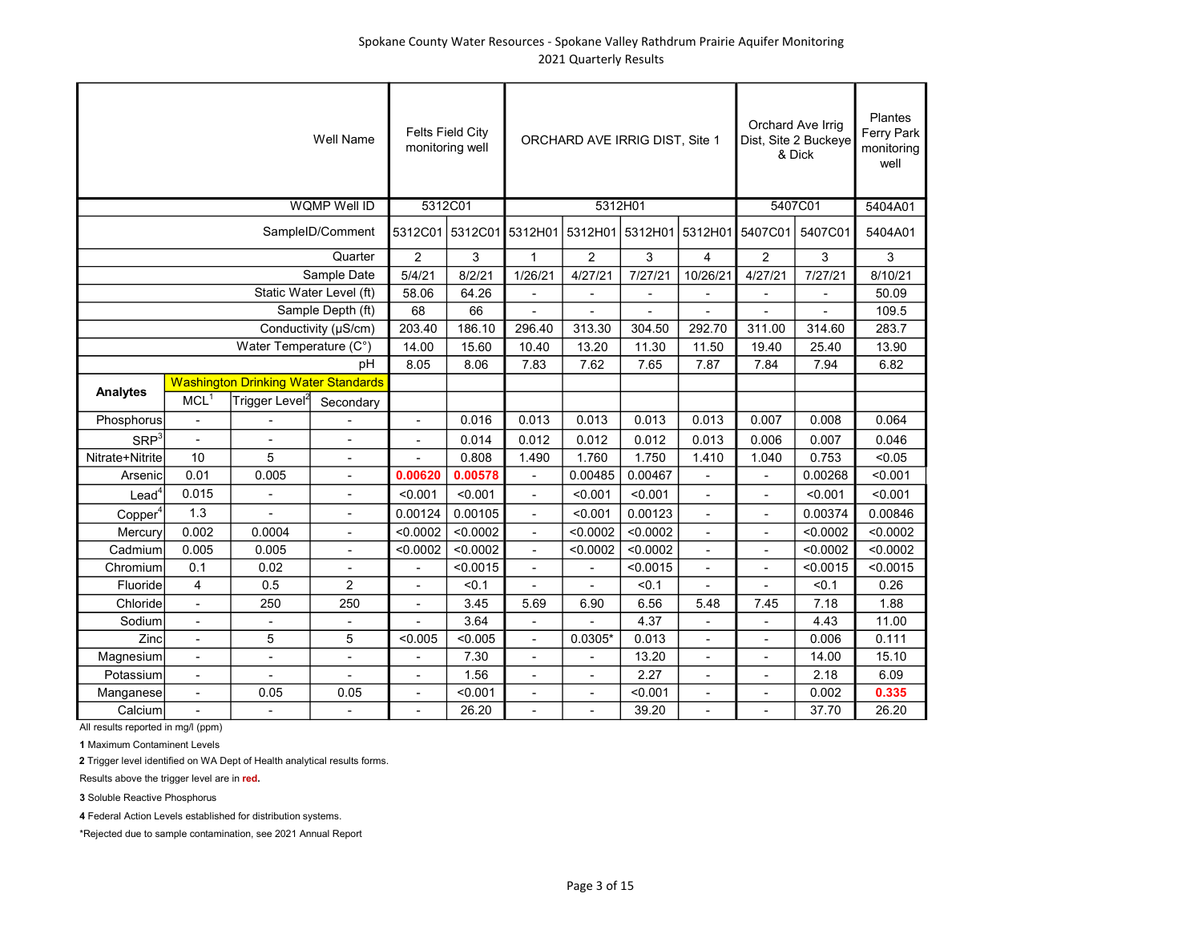# Spokane County Water Resources - Spokane Valley Rathdrum Prairie Aquifer Monitoring

## 2021 Quarterly Results

| | | | Well Name | Felts Field City monitoring well | | ORCHARD AVE IRRIG DIST, Site 1 | | | | Orchard Ave Irrig Dist, Site 2 Buckeye & Dick | | Plantes Ferry Park monitoring well |
|---|---|---|---|---|---|---|---|---|---|---|---|---|
| | | | WQMP Well ID | 5312C01 | | 5312H01 | | | | 5407C01 | | 5404A01 |
| | | | SampleID/Comment | 5312C01 | 5312C01 | 5312H01 | 5312H01 | 5312H01 | 5312H01 | 5407C01 | 5407C01 | 5404A01 |
| | | | Quarter | 2 | 3 | 1 | 2 | 3 | 4 | 2 | 3 | 3 |
| | | | Sample Date | 5/4/21 | 8/2/21 | 1/26/21 | 4/27/21 | 7/27/21 | 10/26/21 | 4/27/21 | 7/27/21 | 8/10/21 |
| | | | Static Water Level (ft) | 58.06 | 64.26 | - | - | - | - | - | - | 50.09 |
| | | | Sample Depth (ft) | 68 | 66 | - | - | - | - | - | - | 109.5 |
| | | | Conductivity (µS/cm) | 203.40 | 186.10 | 296.40 | 313.30 | 304.50 | 292.70 | 311.00 | 314.60 | 283.7 |
| | | | Water Temperature (C°) | 14.00 | 15.60 | 10.40 | 13.20 | 11.30 | 11.50 | 19.40 | 25.40 | 13.90 |
| | | | pH | 8.05 | 8.06 | 7.83 | 7.62 | 7.65 | 7.87 | 7.84 | 7.94 | 6.82 |
| **Analytes** | Washington Drinking Water Standards | | | | | | | | | | | |
| | MCL[1] | Trigger Level[2] | Secondary | | | | | | | | | |
| Phosphorus | - | - | - | - | 0.016 | 0.013 | 0.013 | 0.013 | 0.013 | 0.007 | 0.008 | 0.064 |
| SRP[3] | - | - | - | - | 0.014 | 0.012 | 0.012 | 0.012 | 0.013 | 0.006 | 0.007 | 0.046 |
| Nitrate+Nitrite | 10 | 5 | - | - | 0.808 | 1.490 | 1.760 | 1.750 | 1.410 | 1.040 | 0.753 | <0.05 |
| Arsenic | 0.01 | 0.005 | - | **0.00620** | **0.00578** | - | 0.00485 | 0.00467 | - | - | 0.00268 | <0.001 |
| Lead[4] | 0.015 | - | - | <0.001 | <0.001 | - | <0.001 | <0.001 | - | - | <0.001 | <0.001 |
| Copper[4] | 1.3 | - | - | 0.00124 | 0.00105 | - | <0.001 | 0.00123 | - | - | 0.00374 | 0.00846 |
| Mercury | 0.002 | 0.0004 | - | <0.0002 | <0.0002 | - | <0.0002 | <0.0002 | - | - | <0.0002 | <0.0002 |
| Cadmium | 0.005 | 0.005 | - | <0.0002 | <0.0002 | - | <0.0002 | <0.0002 | - | - | <0.0002 | <0.0002 |
| Chromium | 0.1 | 0.02 | - | - | <0.0015 | - | - | <0.0015 | - | - | <0.0015 | <0.0015 |
| Fluoride | 4 | 0.5 | 2 | - | <0.1 | - | - | <0.1 | - | - | <0.1 | 0.26 |
| Chloride | - | 250 | 250 | - | 3.45 | 5.69 | 6.90 | 6.56 | 5.48 | 7.45 | 7.18 | 1.88 |
| Sodium | - | - | - | - | 3.64 | - | - | 4.37 | - | - | 4.43 | 11.00 |
| Zinc | - | 5 | 5 | <0.005 | <0.005 | - | 0.0305* | 0.013 | - | - | 0.006 | 0.111 |
| Magnesium | - | - | - | - | 7.30 | - | - | 13.20 | - | - | 14.00 | 15.10 |
| Potassium | - | - | - | - | 1.56 | - | - | 2.27 | - | - | 2.18 | 6.09 |
| Manganese | - | 0.05 | 0.05 | - | <0.001 | - | - | <0.001 | - | - | 0.002 | **0.335** |
| Calcium | - | - | - | - | 26.20 | - | - | 39.20 | - | - | 37.70 | 26.20 |

All results reported in mg/l (ppm)

**1** Maximum Contaminent Levels

**2** Trigger level identified on WA Dept of Health analytical results forms.

Results above the trigger level are in **red.**

**3** Soluble Reactive Phosphorus

**4** Federal Action Levels established for distribution systems.

*Rejected due to sample contamination, see 2021 Annual Report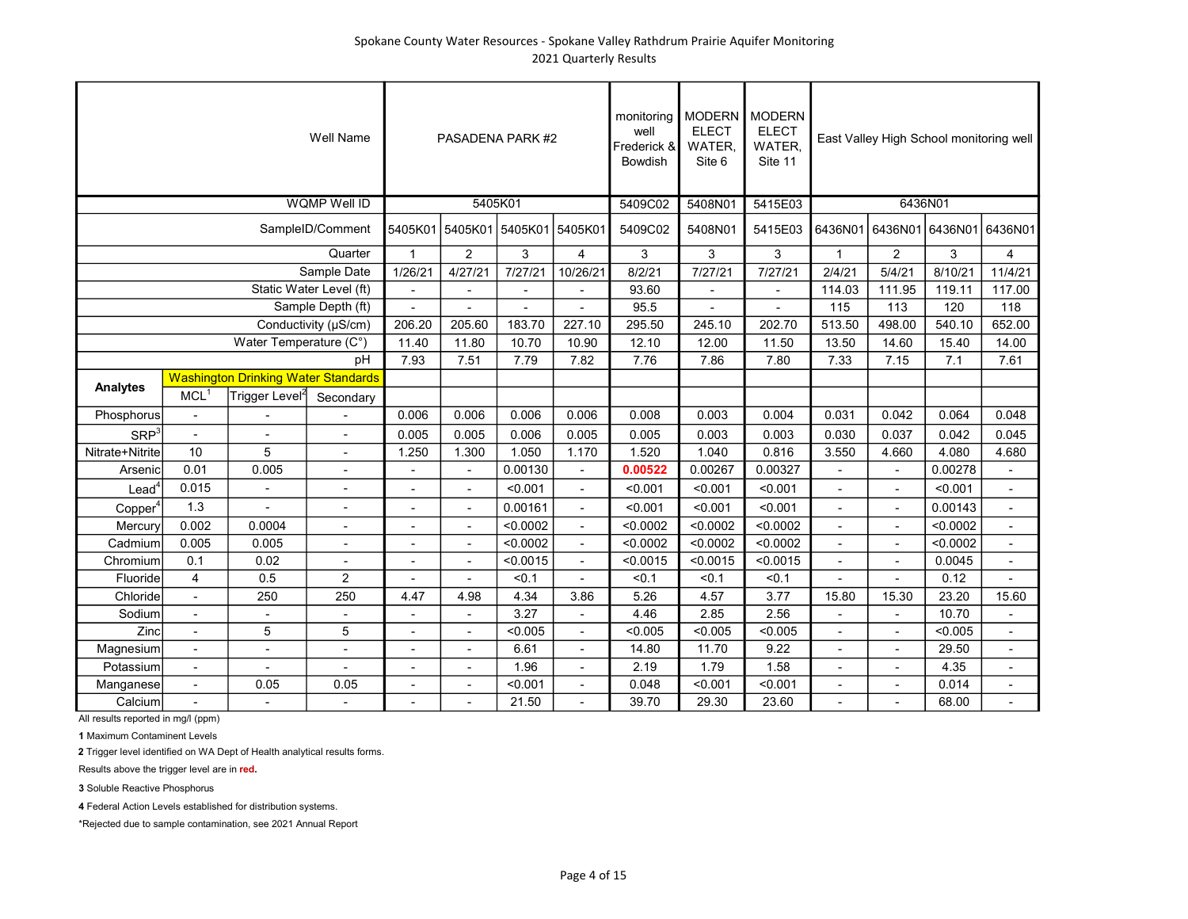Spokane County Water Resources - Spokane Valley Rathdrum Prairie Aquifer Monitoring
2021 Quarterly Results

| | | | Well Name | PASADENA PARK #2 | | | | monitoring well Frederick & Bowdish | MODERN ELECT WATER, Site 6 | MODERN ELECT WATER, Site 11 | East Valley High School monitoring well | | | |
|---|---|---|---|---|---|---|---|---|---|---|---|---|---|---|
| | | | WQMP Well ID | 5405K01 | | | | 5409C02 | 5408N01 | 5415E03 | 6436N01 | | | |
| | | | SampleID/Comment | 5405K01 | 5405K01 | 5405K01 | 5405K01 | 5409C02 | 5408N01 | 5415E03 | 6436N01 | 6436N01 | 6436N01 | 6436N01 |
| | | | Quarter | 1 | 2 | 3 | 4 | 3 | 3 | 3 | 1 | 2 | 3 | 4 |
| | | | Sample Date | 1/26/21 | 4/27/21 | 7/27/21 | 10/26/21 | 8/2/21 | 7/27/21 | 7/27/21 | 2/4/21 | 5/4/21 | 8/10/21 | 11/4/21 |
| | | | Static Water Level (ft) | - | - | - | - | 93.60 | - | - | 114.03 | 111.95 | 119.11 | 117.00 |
| | | | Sample Depth (ft) | - | - | - | - | 95.5 | - | - | 115 | 113 | 120 | 118 |
| | | | Conductivity (µS/cm) | 206.20 | 205.60 | 183.70 | 227.10 | 295.50 | 245.10 | 202.70 | 513.50 | 498.00 | 540.10 | 652.00 |
| | | | Water Temperature (C°) | 11.40 | 11.80 | 10.70 | 10.90 | 12.10 | 12.00 | 11.50 | 13.50 | 14.60 | 15.40 | 14.00 |
| | | | pH | 7.93 | 7.51 | 7.79 | 7.82 | 7.76 | 7.86 | 7.80 | 7.33 | 7.15 | 7.1 | 7.61 |
| **Analytes** | Washington Drinking Water Standards | | | | | | | | | | | | | |
| | MCL[1] | Trigger Level[2] | Secondary | | | | | | | | | | | |
| Phosphorus | - | - | - | 0.006 | 0.006 | 0.006 | 0.006 | 0.008 | 0.003 | 0.004 | 0.031 | 0.042 | 0.064 | 0.048 |
| SRP[3] | - | - | - | 0.005 | 0.005 | 0.006 | 0.005 | 0.005 | 0.003 | 0.003 | 0.030 | 0.037 | 0.042 | 0.045 |
| Nitrate+Nitrite | 10 | 5 | - | 1.250 | 1.300 | 1.050 | 1.170 | 1.520 | 1.040 | 0.816 | 3.550 | 4.660 | 4.080 | 4.680 |
| Arsenic | 0.01 | 0.005 | - | - | - | 0.00130 | - | **0.00522** | 0.00267 | 0.00327 | - | - | 0.00278 | - |
| Lead[4] | 0.015 | - | - | - | - | <0.001 | - | <0.001 | <0.001 | <0.001 | - | - | <0.001 | - |
| Copper[4] | 1.3 | - | - | - | - | 0.00161 | - | <0.001 | <0.001 | <0.001 | - | - | 0.00143 | - |
| Mercury | 0.002 | 0.0004 | - | - | - | <0.0002 | - | <0.0002 | <0.0002 | <0.0002 | - | - | <0.0002 | - |
| Cadmium | 0.005 | 0.005 | - | - | - | <0.0002 | - | <0.0002 | <0.0002 | <0.0002 | - | - | <0.0002 | - |
| Chromium | 0.1 | 0.02 | - | - | - | <0.0015 | - | <0.0015 | <0.0015 | <0.0015 | - | - | 0.0045 | - |
| Fluoride | 4 | 0.5 | 2 | - | - | <0.1 | - | <0.1 | <0.1 | <0.1 | - | - | 0.12 | - |
| Chloride | - | 250 | 250 | 4.47 | 4.98 | 4.34 | 3.86 | 5.26 | 4.57 | 3.77 | 15.80 | 15.30 | 23.20 | 15.60 |
| Sodium | - | - | - | - | - | 3.27 | - | 4.46 | 2.85 | 2.56 | - | - | 10.70 | - |
| Zinc | - | 5 | 5 | - | - | <0.005 | - | <0.005 | <0.005 | <0.005 | - | - | <0.005 | - |
| Magnesium | - | - | - | - | - | 6.61 | - | 14.80 | 11.70 | 9.22 | - | - | 29.50 | - |
| Potassium | - | - | - | - | - | 1.96 | - | 2.19 | 1.79 | 1.58 | - | - | 4.35 | - |
| Manganese | - | 0.05 | 0.05 | - | - | <0.001 | - | 0.048 | <0.001 | <0.001 | - | - | 0.014 | - |
| Calcium | - | - | - | - | - | 21.50 | - | 39.70 | 29.30 | 23.60 | - | - | 68.00 | - |

All results reported in mg/l (ppm)

**1** Maximum Contaminent Levels

**2** Trigger level identified on WA Dept of Health analytical results forms.

Results above the trigger level are in **red.**

**3** Soluble Reactive Phosphorus

**4** Federal Action Levels established for distribution systems.

*Rejected due to sample contamination, see 2021 Annual Report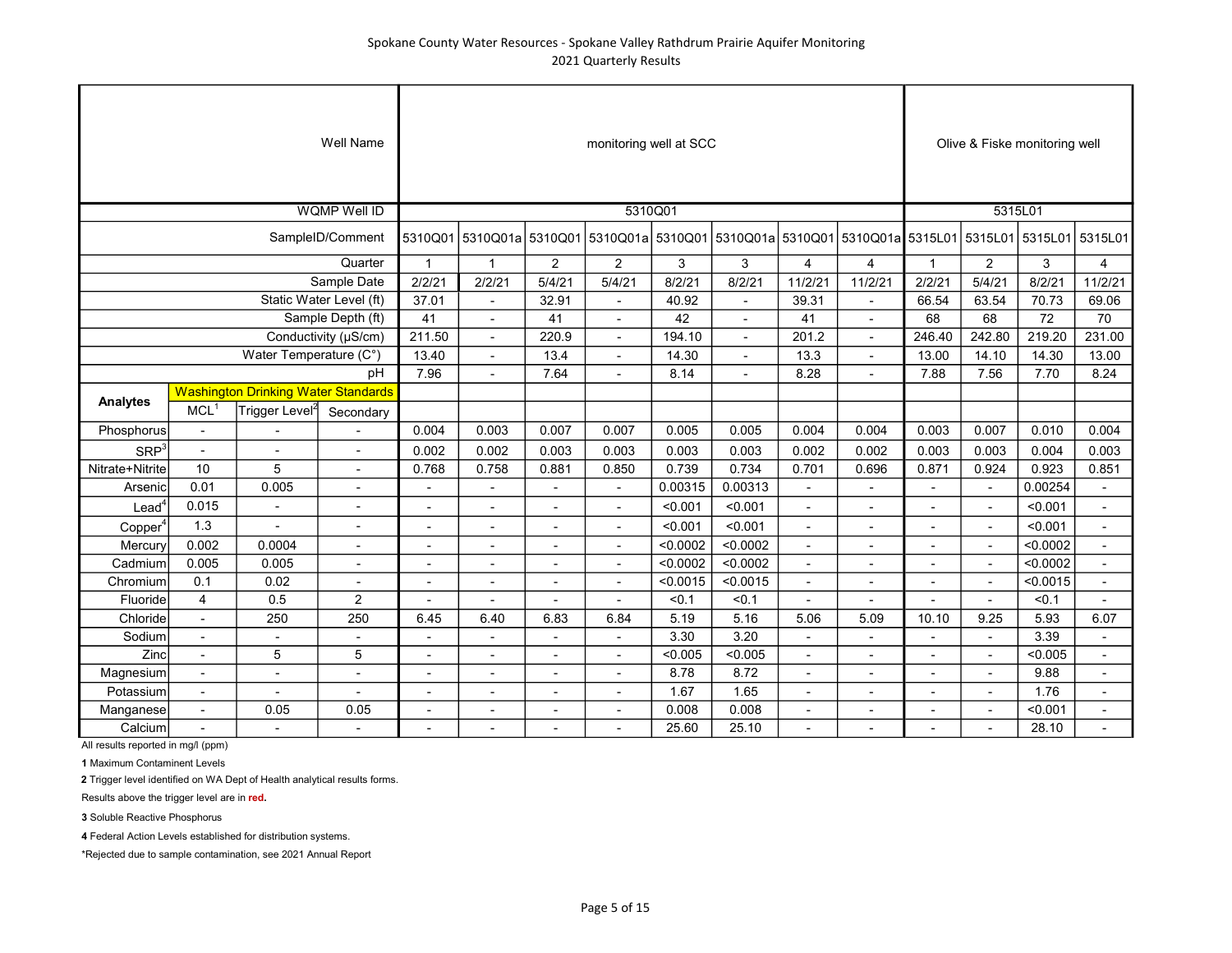Spokane County Water Resources - Spokane Valley Rathdrum Prairie Aquifer Monitoring
2021 Quarterly Results

| | | | Well Name | monitoring well at SCC | | | | | | | | Olive & Fiske monitoring well | | | |
|---|---|---|---|---|---|---|---|---|---|---|---|---|---|---|---|
| | | | WQMP Well ID | 5310Q01 | | | | | | | | 5315L01 | | | |
| | | | SampleID/Comment | 5310Q01 | 5310Q01a | 5310Q01 | 5310Q01a | 5310Q01 | 5310Q01a | 5310Q01 | 5310Q01a | 5315L01 | 5315L01 | 5315L01 | 5315L01 |
| | | | Quarter | 1 | 1 | 2 | 2 | 3 | 3 | 4 | 4 | 1 | 2 | 3 | 4 |
| | | | Sample Date | 2/2/21 | 2/2/21 | 5/4/21 | 5/4/21 | 8/2/21 | 8/2/21 | 11/2/21 | 11/2/21 | 2/2/21 | 5/4/21 | 8/2/21 | 11/2/21 |
| | | | Static Water Level (ft) | 37.01 | - | 32.91 | - | 40.92 | - | 39.31 | - | 66.54 | 63.54 | 70.73 | 69.06 |
| | | | Sample Depth (ft) | 41 | - | 41 | - | 42 | - | 41 | - | 68 | 68 | 72 | 70 |
| | | | Conductivity (µS/cm) | 211.50 | - | 220.9 | - | 194.10 | - | 201.2 | - | 246.40 | 242.80 | 219.20 | 231.00 |
| | | | Water Temperature (C°) | 13.40 | - | 13.4 | - | 14.30 | - | 13.3 | - | 13.00 | 14.10 | 14.30 | 13.00 |
| | | | pH | 7.96 | - | 7.64 | - | 8.14 | - | 8.28 | - | 7.88 | 7.56 | 7.70 | 8.24 |
| **Analytes** | Washington Drinking Water Standards | | | | | | | | | | | | | | |
| | MCL[1] | Trigger Level[2] | Secondary | | | | | | | | | | | | |
| Phosphorus | - | - | - | 0.004 | 0.003 | 0.007 | 0.007 | 0.005 | 0.005 | 0.004 | 0.004 | 0.003 | 0.007 | 0.010 | 0.004 |
| SRP[3] | - | - | - | 0.002 | 0.002 | 0.003 | 0.003 | 0.003 | 0.003 | 0.002 | 0.002 | 0.003 | 0.003 | 0.004 | 0.003 |
| Nitrate+Nitrite | 10 | 5 | - | 0.768 | 0.758 | 0.881 | 0.850 | 0.739 | 0.734 | 0.701 | 0.696 | 0.871 | 0.924 | 0.923 | 0.851 |
| Arsenic | 0.01 | 0.005 | - | - | - | - | - | 0.00315 | 0.00313 | - | - | - | - | 0.00254 | - |
| Lead[4] | 0.015 | - | - | - | - | - | - | <0.001 | <0.001 | - | - | - | - | <0.001 | - |
| Copper[4] | 1.3 | - | - | - | - | - | - | <0.001 | <0.001 | - | - | - | - | <0.001 | - |
| Mercury | 0.002 | 0.0004 | - | - | - | - | - | <0.0002 | <0.0002 | - | - | - | - | <0.0002 | - |
| Cadmium | 0.005 | 0.005 | - | - | - | - | - | <0.0002 | <0.0002 | - | - | - | - | <0.0002 | - |
| Chromium | 0.1 | 0.02 | - | - | - | - | - | <0.0015 | <0.0015 | - | - | - | - | <0.0015 | - |
| Fluoride | 4 | 0.5 | 2 | - | - | - | - | <0.1 | <0.1 | - | - | - | - | <0.1 | - |
| Chloride | - | 250 | 250 | 6.45 | 6.40 | 6.83 | 6.84 | 5.19 | 5.16 | 5.06 | 5.09 | 10.10 | 9.25 | 5.93 | 6.07 |
| Sodium | - | - | - | - | - | - | - | 3.30 | 3.20 | - | - | - | - | 3.39 | - |
| Zinc | - | 5 | 5 | - | - | - | - | <0.005 | <0.005 | - | - | - | - | <0.005 | - |
| Magnesium | - | - | - | - | - | - | - | 8.78 | 8.72 | - | - | - | - | 9.88 | - |
| Potassium | - | - | - | - | - | - | - | 1.67 | 1.65 | - | - | - | - | 1.76 | - |
| Manganese | - | 0.05 | 0.05 | - | - | - | - | 0.008 | 0.008 | - | - | - | - | <0.001 | - |
| Calcium | - | - | - | - | - | - | - | 25.60 | 25.10 | - | - | - | - | 28.10 | - |

All results reported in mg/l (ppm)

**1** Maximum Contaminent Levels

**2** Trigger level identified on WA Dept of Health analytical results forms.

Results above the trigger level are in **red.**

**3** Soluble Reactive Phosphorus

**4** Federal Action Levels established for distribution systems.

*Rejected due to sample contamination, see 2021 Annual Report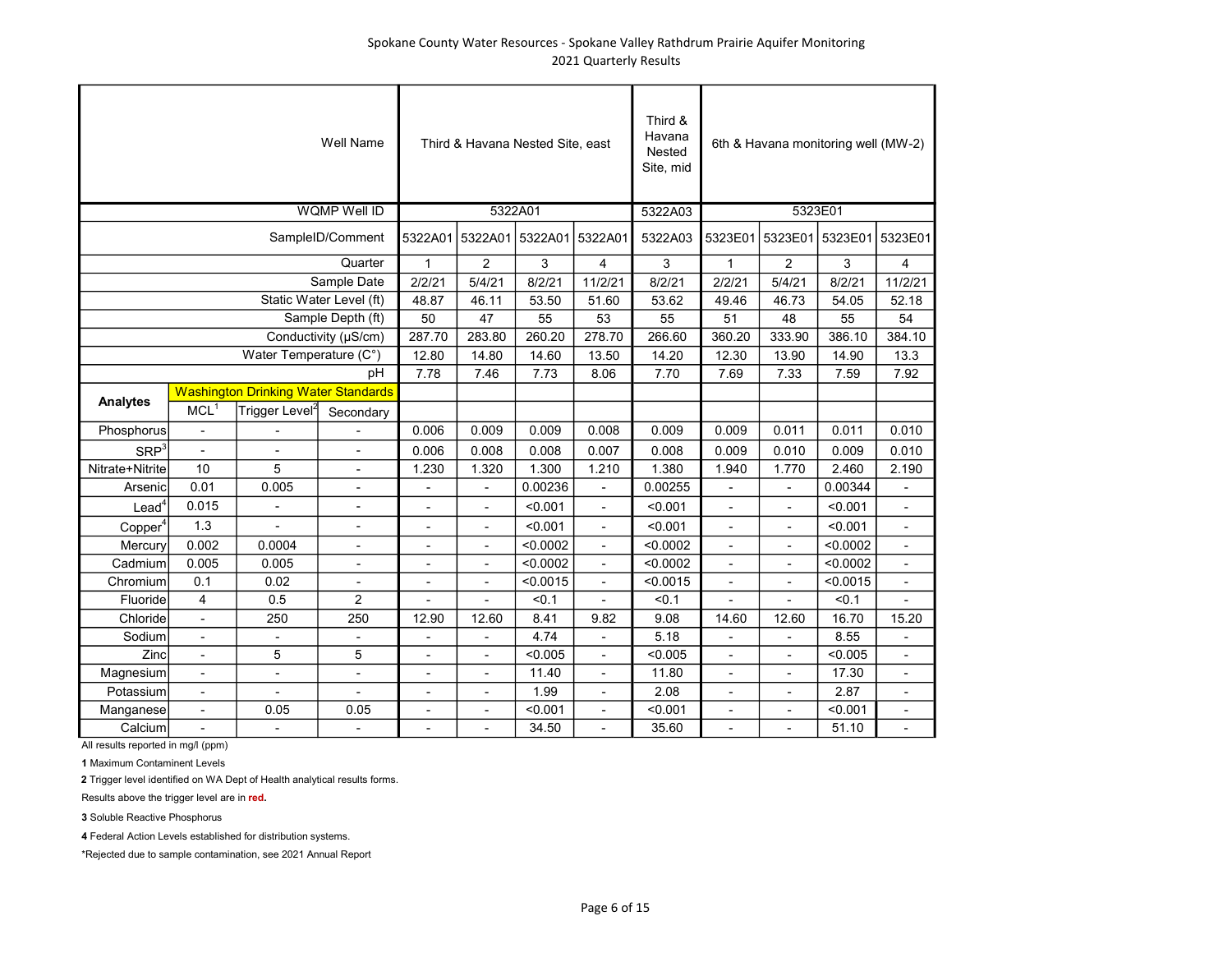Spokane County Water Resources - Spokane Valley Rathdrum Prairie Aquifer Monitoring
2021 Quarterly Results

| | | | Well Name | Third & Havana Nested Site, east | | | | Third & Havana Nested Site, mid | 6th & Havana monitoring well (MW-2) | | | |
|---|---|---|---|---|---|---|---|---|---|---|---|---|
| | | | WQMP Well ID | 5322A01 | | | | 5322A03 | 5323E01 | | | |
| | | | SampleID/Comment | 5322A01 | 5322A01 | 5322A01 | 5322A01 | 5322A03 | 5323E01 | 5323E01 | 5323E01 | 5323E01 |
| | | | Quarter | 1 | 2 | 3 | 4 | 3 | 1 | 2 | 3 | 4 |
| | | | Sample Date | 2/2/21 | 5/4/21 | 8/2/21 | 11/2/21 | 8/2/21 | 2/2/21 | 5/4/21 | 8/2/21 | 11/2/21 |
| | | | Static Water Level (ft) | 48.87 | 46.11 | 53.50 | 51.60 | 53.62 | 49.46 | 46.73 | 54.05 | 52.18 |
| | | | Sample Depth (ft) | 50 | 47 | 55 | 53 | 55 | 51 | 48 | 55 | 54 |
| | | | Conductivity (µS/cm) | 287.70 | 283.80 | 260.20 | 278.70 | 266.60 | 360.20 | 333.90 | 386.10 | 384.10 |
| | | | Water Temperature (C°) | 12.80 | 14.80 | 14.60 | 13.50 | 14.20 | 12.30 | 13.90 | 14.90 | 13.3 |
| | | | pH | 7.78 | 7.46 | 7.73 | 8.06 | 7.70 | 7.69 | 7.33 | 7.59 | 7.92 |
| **Analytes** | Washington Drinking Water Standards | | | | | | | | | | | |
| | MCL[1] | Trigger Level[2] | Secondary | | | | | | | | | |
| Phosphorus | - | - | - | 0.006 | 0.009 | 0.009 | 0.008 | 0.009 | 0.009 | 0.011 | 0.011 | 0.010 |
| SRP[3] | - | - | - | 0.006 | 0.008 | 0.008 | 0.007 | 0.008 | 0.009 | 0.010 | 0.009 | 0.010 |
| Nitrate+Nitrite | 10 | 5 | - | 1.230 | 1.320 | 1.300 | 1.210 | 1.380 | 1.940 | 1.770 | 2.460 | 2.190 |
| Arsenic | 0.01 | 0.005 | - | - | - | 0.00236 | - | 0.00255 | - | - | 0.00344 | - |
| Lead[4] | 0.015 | - | - | - | - | <0.001 | - | <0.001 | - | - | <0.001 | - |
| Copper[4] | 1.3 | - | - | - | - | <0.001 | - | <0.001 | - | - | <0.001 | - |
| Mercury | 0.002 | 0.0004 | - | - | - | <0.0002 | - | <0.0002 | - | - | <0.0002 | - |
| Cadmium | 0.005 | 0.005 | - | - | - | <0.0002 | - | <0.0002 | - | - | <0.0002 | - |
| Chromium | 0.1 | 0.02 | - | - | - | <0.0015 | - | <0.0015 | - | - | <0.0015 | - |
| Fluoride | 4 | 0.5 | 2 | - | - | <0.1 | - | <0.1 | - | - | <0.1 | - |
| Chloride | - | 250 | 250 | 12.90 | 12.60 | 8.41 | 9.82 | 9.08 | 14.60 | 12.60 | 16.70 | 15.20 |
| Sodium | - | - | - | - | - | 4.74 | - | 5.18 | - | - | 8.55 | - |
| Zinc | - | 5 | 5 | - | - | <0.005 | - | <0.005 | - | - | <0.005 | - |
| Magnesium | - | - | - | - | - | 11.40 | - | 11.80 | - | - | 17.30 | - |
| Potassium | - | - | - | - | - | 1.99 | - | 2.08 | - | - | 2.87 | - |
| Manganese | - | 0.05 | 0.05 | - | - | <0.001 | - | <0.001 | - | - | <0.001 | - |
| Calcium | - | - | - | - | - | 34.50 | - | 35.60 | - | - | 51.10 | - |

All results reported in mg/l (ppm)

**1** Maximum Contaminent Levels

**2** Trigger level identified on WA Dept of Health analytical results forms.

Results above the trigger level are in **red.**

**3** Soluble Reactive Phosphorus

**4** Federal Action Levels established for distribution systems.

*Rejected due to sample contamination, see 2021 Annual Report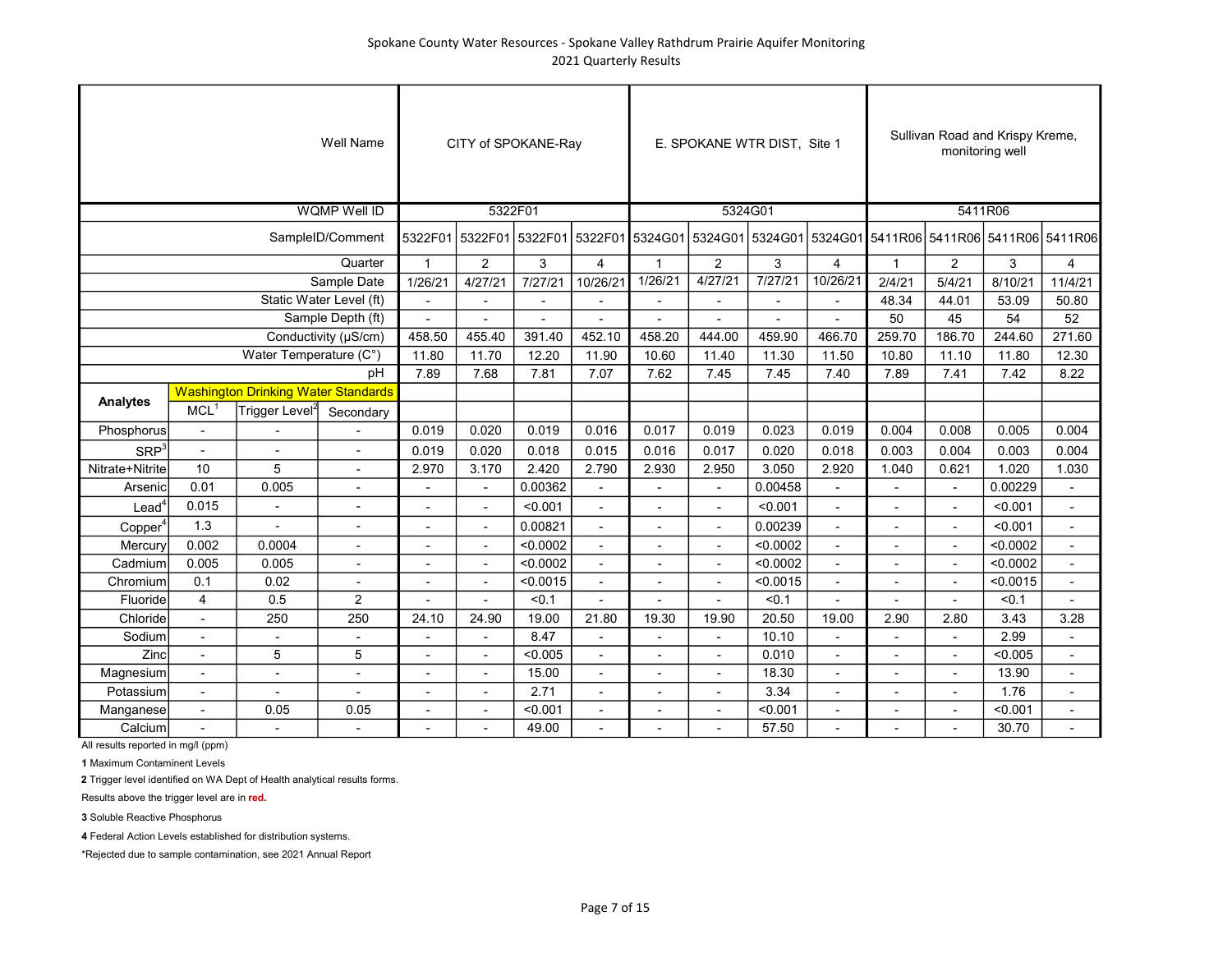# Spokane County Water Resources - Spokane Valley Rathdrum Prairie Aquifer Monitoring

## 2021 Quarterly Results

| | | | Well Name | CITY of SPOKANE-Ray | | | | E. SPOKANE WTR DIST, Site 1 | | | | Sullivan Road and Krispy Kreme, monitoring well | | | |
|---|---|---|---|---|---|---|---|---|---|---|---|---|---|---|---|
| | | | WQMP Well ID | 5322F01 | | | | 5324G01 | | | | 5411R06 | | | |
| | | | SampleID/Comment | 5322F01 | 5322F01 | 5322F01 | 5322F01 | 5324G01 | 5324G01 | 5324G01 | 5324G01 | 5411R06 | 5411R06 | 5411R06 | 5411R06 |
| | | | Quarter | 1 | 2 | 3 | 4 | 1 | 2 | 3 | 4 | 1 | 2 | 3 | 4 |
| | | | Sample Date | 1/26/21 | 4/27/21 | 7/27/21 | 10/26/21 | 1/26/21 | 4/27/21 | 7/27/21 | 10/26/21 | 2/4/21 | 5/4/21 | 8/10/21 | 11/4/21 |
| | | | Static Water Level (ft) | - | - | - | - | - | - | - | - | 48.34 | 44.01 | 53.09 | 50.80 |
| | | | Sample Depth (ft) | - | - | - | - | - | - | - | - | 50 | 45 | 54 | 52 |
| | | | Conductivity (µS/cm) | 458.50 | 455.40 | 391.40 | 452.10 | 458.20 | 444.00 | 459.90 | 466.70 | 259.70 | 186.70 | 244.60 | 271.60 |
| | | | Water Temperature (C°) | 11.80 | 11.70 | 12.20 | 11.90 | 10.60 | 11.40 | 11.30 | 11.50 | 10.80 | 11.10 | 11.80 | 12.30 |
| | | | pH | 7.89 | 7.68 | 7.81 | 7.07 | 7.62 | 7.45 | 7.45 | 7.40 | 7.89 | 7.41 | 7.42 | 8.22 |
| **Analytes** | Washington Drinking Water Standards | | | | | | | | | | | | | | |
| | MCL[1] | Trigger Level[2] | Secondary | | | | | | | | | | | | |
| Phosphorus | - | - | - | 0.019 | 0.020 | 0.019 | 0.016 | 0.017 | 0.019 | 0.023 | 0.019 | 0.004 | 0.008 | 0.005 | 0.004 |
| SRP[3] | - | - | - | 0.019 | 0.020 | 0.018 | 0.015 | 0.016 | 0.017 | 0.020 | 0.018 | 0.003 | 0.004 | 0.003 | 0.004 |
| Nitrate+Nitrite | 10 | 5 | - | 2.970 | 3.170 | 2.420 | 2.790 | 2.930 | 2.950 | 3.050 | 2.920 | 1.040 | 0.621 | 1.020 | 1.030 |
| Arsenic | 0.01 | 0.005 | - | - | - | 0.00362 | - | - | - | 0.00458 | - | - | - | 0.00229 | - |
| Lead[4] | 0.015 | - | - | - | - | <0.001 | - | - | - | <0.001 | - | - | - | <0.001 | - |
| Copper[4] | 1.3 | - | - | - | - | 0.00821 | - | - | - | 0.00239 | - | - | - | <0.001 | - |
| Mercury | 0.002 | 0.0004 | - | - | - | <0.0002 | - | - | - | <0.0002 | - | - | - | <0.0002 | - |
| Cadmium | 0.005 | 0.005 | - | - | - | <0.0002 | - | - | - | <0.0002 | - | - | - | <0.0002 | - |
| Chromium | 0.1 | 0.02 | - | - | - | <0.0015 | - | - | - | <0.0015 | - | - | - | <0.0015 | - |
| Fluoride | 4 | 0.5 | 2 | - | - | <0.1 | - | - | - | <0.1 | - | - | - | <0.1 | - |
| Chloride | - | 250 | 250 | 24.10 | 24.90 | 19.00 | 21.80 | 19.30 | 19.90 | 20.50 | 19.00 | 2.90 | 2.80 | 3.43 | 3.28 |
| Sodium | - | - | - | - | - | 8.47 | - | - | - | 10.10 | - | - | - | 2.99 | - |
| Zinc | - | 5 | 5 | - | - | <0.005 | - | - | - | 0.010 | - | - | - | <0.005 | - |
| Magnesium | - | - | - | - | - | 15.00 | - | - | - | 18.30 | - | - | - | 13.90 | - |
| Potassium | - | - | - | - | - | 2.71 | - | - | - | 3.34 | - | - | - | 1.76 | - |
| Manganese | - | 0.05 | 0.05 | - | - | <0.001 | - | - | - | <0.001 | - | - | - | <0.001 | - |
| Calcium | - | - | - | - | - | 49.00 | - | - | - | 57.50 | - | - | - | 30.70 | - |

All results reported in mg/l (ppm)

**1** Maximum Contaminent Levels

**2** Trigger level identified on WA Dept of Health analytical results forms.

Results above the trigger level are in **red.**

**3** Soluble Reactive Phosphorus

**4** Federal Action Levels established for distribution systems.

*Rejected due to sample contamination, see 2021 Annual Report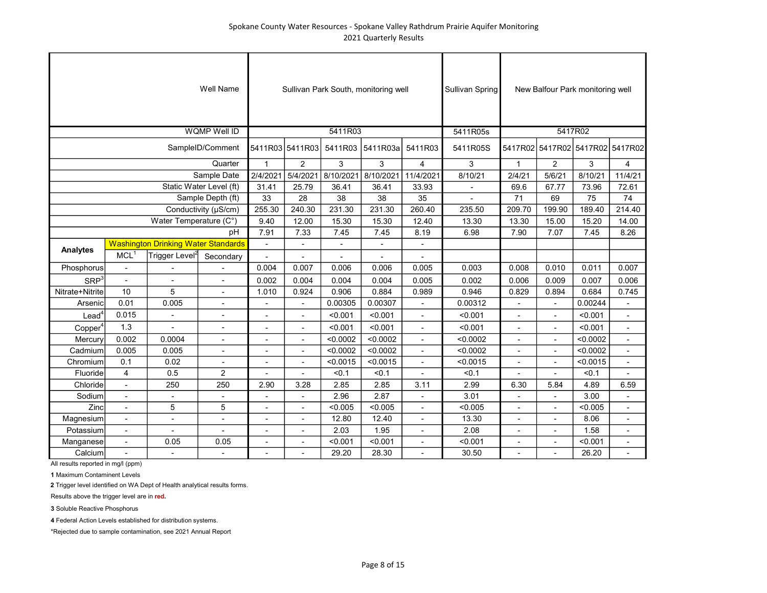Spokane County Water Resources - Spokane Valley Rathdrum Prairie Aquifer Monitoring
2021 Quarterly Results

| | | Well Name | Sullivan Park South, monitoring well | | | | | Sullivan Spring | New Balfour Park monitoring well | | | |
|---|---|---|---|---|---|---|---|---|---|---|---|---|
| | | WQMP Well ID | 5411R03 | | | | | 5411R05s | 5417R02 | | | |
| | | SampleID/Comment | 5411R03 | 5411R03 | 5411R03 | 5411R03a | 5411R03 | 5411R05S | 5417R02 | 5417R02 | 5417R02 | 5417R02 |
| | | Quarter | 1 | 2 | 3 | 3 | 4 | 3 | 1 | 2 | 3 | 4 |
| | | Sample Date | 2/4/2021 | 5/4/2021 | 8/10/2021 | 8/10/2021 | 11/4/2021 | 8/10/21 | 2/4/21 | 5/6/21 | 8/10/21 | 11/4/21 |
| | | Static Water Level (ft) | 31.41 | 25.79 | 36.41 | 36.41 | 33.93 | - | 69.6 | 67.77 | 73.96 | 72.61 |
| | | Sample Depth (ft) | 33 | 28 | 38 | 38 | 35 | - | 71 | 69 | 75 | 74 |
| | | Conductivity (µS/cm) | 255.30 | 240.30 | 231.30 | 231.30 | 260.40 | 235.50 | 209.70 | 199.90 | 189.40 | 214.40 |
| | | Water Temperature (C°) | 9.40 | 12.00 | 15.30 | 15.30 | 12.40 | 13.30 | 13.30 | 15.00 | 15.20 | 14.00 |
| | | pH | 7.91 | 7.33 | 7.45 | 7.45 | 8.19 | 6.98 | 7.90 | 7.07 | 7.45 | 8.26 |
| **Analytes** | Washington Drinking Water Standards | | - | - | - | - | - | | | | | |
| | MCL[1] | Trigger Level[2] | Secondary | - | - | - | - | - | | | | | |
| Phosphorus | - | - | - | 0.004 | 0.007 | 0.006 | 0.006 | 0.005 | 0.003 | 0.008 | 0.010 | 0.011 | 0.007 |
| SRP[3] | - | - | - | 0.002 | 0.004 | 0.004 | 0.004 | 0.005 | 0.002 | 0.006 | 0.009 | 0.007 | 0.006 |
| Nitrate+Nitrite | 10 | 5 | - | 1.010 | 0.924 | 0.906 | 0.884 | 0.989 | 0.946 | 0.829 | 0.894 | 0.684 | 0.745 |
| Arsenic | 0.01 | 0.005 | - | - | - | 0.00305 | 0.00307 | - | 0.00312 | - | - | 0.00244 | - |
| Lead[4] | 0.015 | - | - | - | - | <0.001 | <0.001 | - | <0.001 | - | - | <0.001 | - |
| Copper[4] | 1.3 | - | - | - | - | <0.001 | <0.001 | - | <0.001 | - | - | <0.001 | - |
| Mercury | 0.002 | 0.0004 | - | - | - | <0.0002 | <0.0002 | - | <0.0002 | - | - | <0.0002 | - |
| Cadmium | 0.005 | 0.005 | - | - | - | <0.0002 | <0.0002 | - | <0.0002 | - | - | <0.0002 | - |
| Chromium | 0.1 | 0.02 | - | - | - | <0.0015 | <0.0015 | - | <0.0015 | - | - | <0.0015 | - |
| Fluoride | 4 | 0.5 | 2 | - | - | <0.1 | <0.1 | - | <0.1 | - | - | <0.1 | - |
| Chloride | - | 250 | 250 | 2.90 | 3.28 | 2.85 | 2.85 | 3.11 | 2.99 | 6.30 | 5.84 | 4.89 | 6.59 |
| Sodium | - | - | - | - | - | 2.96 | 2.87 | - | 3.01 | - | - | 3.00 | - |
| Zinc | - | 5 | 5 | - | - | <0.005 | <0.005 | - | <0.005 | - | - | <0.005 | - |
| Magnesium | - | - | - | - | - | 12.80 | 12.40 | - | 13.30 | - | - | 8.06 | - |
| Potassium | - | - | - | - | - | 2.03 | 1.95 | - | 2.08 | - | - | 1.58 | - |
| Manganese | - | 0.05 | 0.05 | - | - | <0.001 | <0.001 | - | <0.001 | - | - | <0.001 | - |
| Calcium | - | - | - | - | - | 29.20 | 28.30 | - | 30.50 | - | - | 26.20 | - |

All results reported in mg/l (ppm)

**1** Maximum Contaminent Levels

**2** Trigger level identified on WA Dept of Health analytical results forms.

Results above the trigger level are in **red.**

**3** Soluble Reactive Phosphorus

**4** Federal Action Levels established for distribution systems.

*Rejected due to sample contamination, see 2021 Annual Report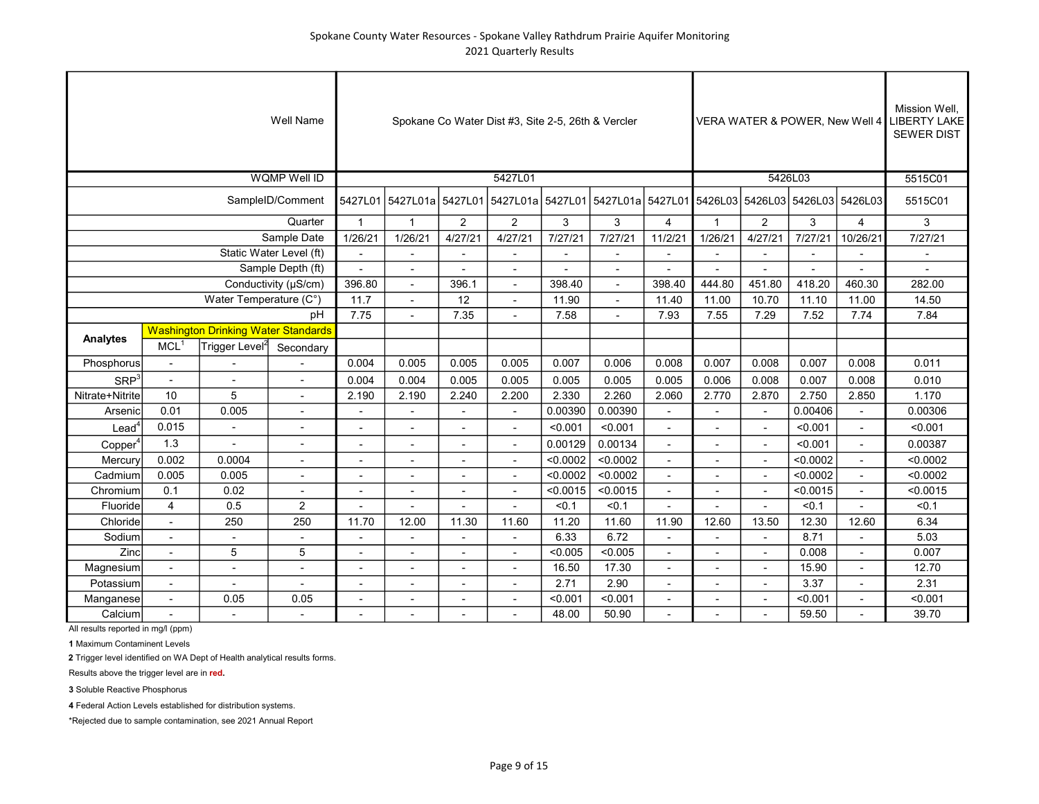# Spokane County Water Resources - Spokane Valley Rathdrum Prairie Aquifer Monitoring
## 2021 Quarterly Results

| | | | Well Name | Spokane Co Water Dist #3, Site 2-5, 26th & Vercler | | | | | | | VERA WATER & POWER, New Well 4 | | | | Mission Well, LIBERTY LAKE SEWER DIST |
|---|---|---|---|---|---|---|---|---|---|---|---|---|---|---|---|
| | | | WQMP Well ID | 5427L01 | | | | | | | 5426L03 | | | | 5515C01 |
| | | | SampleID/Comment | 5427L01 | 5427L01a | 5427L01 | 5427L01a | 5427L01 | 5427L01a | 5427L01 | 5426L03 | 5426L03 | 5426L03 | 5426L03 | 5515C01 |
| | | | Quarter | 1 | 1 | 2 | 2 | 3 | 3 | 4 | 1 | 2 | 3 | 4 | 3 |
| | | | Sample Date | 1/26/21 | 1/26/21 | 4/27/21 | 4/27/21 | 7/27/21 | 7/27/21 | 11/2/21 | 1/26/21 | 4/27/21 | 7/27/21 | 10/26/21 | 7/27/21 |
| | | | Static Water Level (ft) | - | - | - | - | - | - | - | - | - | - | - | - |
| | | | Sample Depth (ft) | - | - | - | - | - | - | - | - | - | - | - | - |
| | | | Conductivity (µS/cm) | 396.80 | - | 396.1 | - | 398.40 | - | 398.40 | 444.80 | 451.80 | 418.20 | 460.30 | 282.00 |
| | | | Water Temperature (C°) | 11.7 | - | 12 | - | 11.90 | - | 11.40 | 11.00 | 10.70 | 11.10 | 11.00 | 14.50 |
| | | | pH | 7.75 | - | 7.35 | - | 7.58 | - | 7.93 | 7.55 | 7.29 | 7.52 | 7.74 | 7.84 |
| **Analytes** | Washington Drinking Water Standards | | | | | | | | | | | | | | |
| | MCL[1] | Trigger Level[2] | Secondary | | | | | | | | | | | | |
| Phosphorus | - | - | - | 0.004 | 0.005 | 0.005 | 0.005 | 0.007 | 0.006 | 0.008 | 0.007 | 0.008 | 0.007 | 0.008 | 0.011 |
| SRP[3] | - | - | - | 0.004 | 0.004 | 0.005 | 0.005 | 0.005 | 0.005 | 0.005 | 0.006 | 0.008 | 0.007 | 0.008 | 0.010 |
| Nitrate+Nitrite | 10 | 5 | - | 2.190 | 2.190 | 2.240 | 2.200 | 2.330 | 2.260 | 2.060 | 2.770 | 2.870 | 2.750 | 2.850 | 1.170 |
| Arsenic | 0.01 | 0.005 | - | - | - | - | - | 0.00390 | 0.00390 | - | - | - | 0.00406 | - | 0.00306 |
| Lead[4] | 0.015 | - | - | - | - | - | - | <0.001 | <0.001 | - | - | - | <0.001 | - | <0.001 |
| Copper[4] | 1.3 | - | - | - | - | - | - | 0.00129 | 0.00134 | - | - | - | <0.001 | - | 0.00387 |
| Mercury | 0.002 | 0.0004 | - | - | - | - | - | <0.0002 | <0.0002 | - | - | - | <0.0002 | - | <0.0002 |
| Cadmium | 0.005 | 0.005 | - | - | - | - | - | <0.0002 | <0.0002 | - | - | - | <0.0002 | - | <0.0002 |
| Chromium | 0.1 | 0.02 | - | - | - | - | - | <0.0015 | <0.0015 | - | - | - | <0.0015 | - | <0.0015 |
| Fluoride | 4 | 0.5 | 2 | - | - | - | - | <0.1 | <0.1 | - | - | - | <0.1 | - | <0.1 |
| Chloride | - | 250 | 250 | 11.70 | 12.00 | 11.30 | 11.60 | 11.20 | 11.60 | 11.90 | 12.60 | 13.50 | 12.30 | 12.60 | 6.34 |
| Sodium | - | - | - | - | - | - | - | 6.33 | 6.72 | - | - | - | 8.71 | - | 5.03 |
| Zinc | - | 5 | 5 | - | - | - | - | <0.005 | <0.005 | - | - | - | 0.008 | - | 0.007 |
| Magnesium | - | - | - | - | - | - | - | 16.50 | 17.30 | - | - | - | 15.90 | - | 12.70 |
| Potassium | - | - | - | - | - | - | - | 2.71 | 2.90 | - | - | - | 3.37 | - | 2.31 |
| Manganese | - | 0.05 | 0.05 | - | - | - | - | <0.001 | <0.001 | - | - | - | <0.001 | - | <0.001 |
| Calcium | - | - | - | - | - | - | - | 48.00 | 50.90 | - | - | - | 59.50 | - | 39.70 |

All results reported in mg/l (ppm)

**1** Maximum Contaminent Levels

**2** Trigger level identified on WA Dept of Health analytical results forms.

Results above the trigger level are in **red.**

**3** Soluble Reactive Phosphorus

**4** Federal Action Levels established for distribution systems.

*Rejected due to sample contamination, see 2021 Annual Report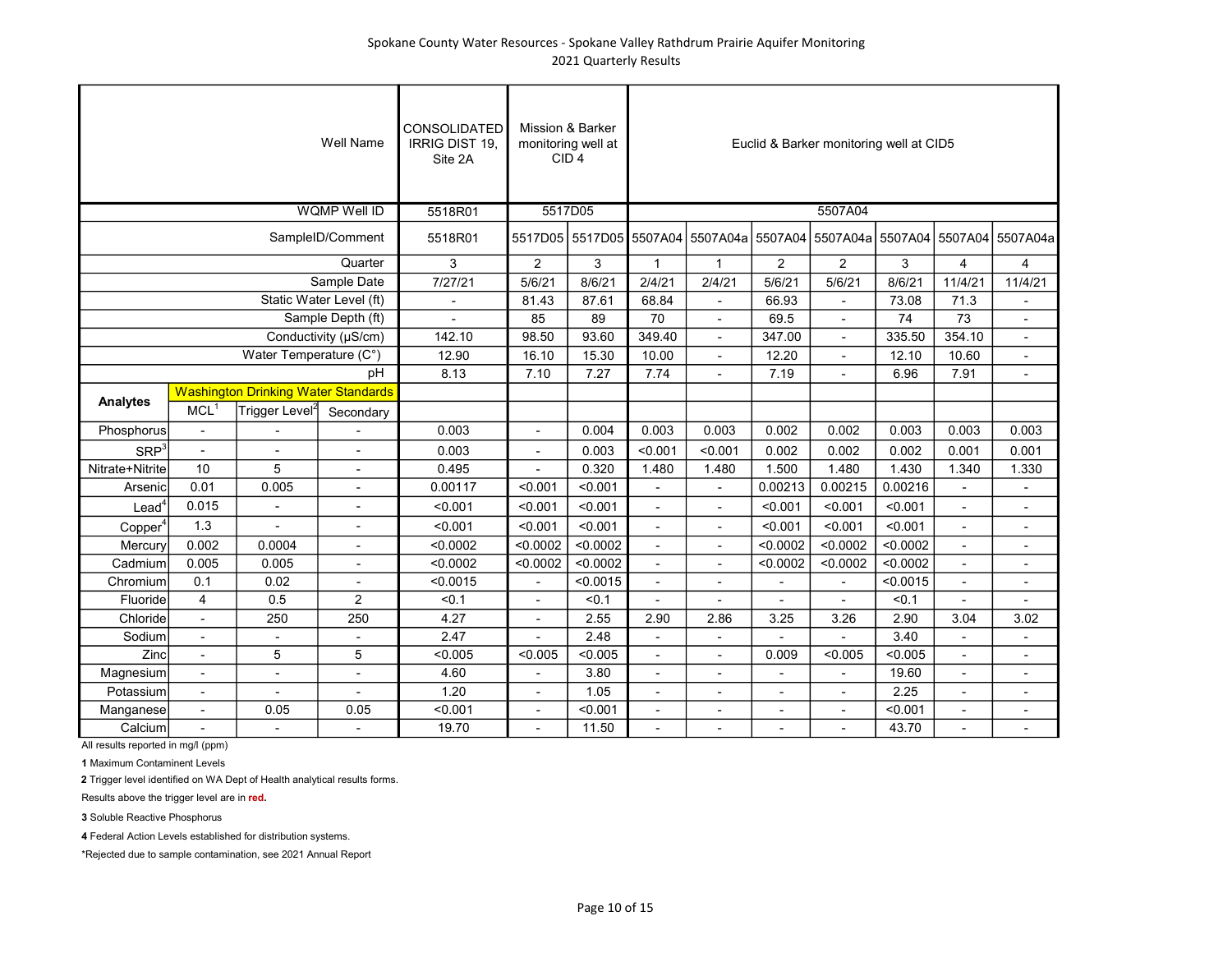Spokane County Water Resources - Spokane Valley Rathdrum Prairie Aquifer Monitoring
2021 Quarterly Results

| | | | Well Name | CONSOLIDATED IRRIG DIST 19, Site 2A | Mission & Barker monitoring well at CID 4 | | Euclid & Barker monitoring well at CID5 | | | | | | | |
|---|---|---|---|---|---|---|---|---|---|---|---|---|---|---|
| | | | WQMP Well ID | 5518R01 | 5517D05 | | 5507A04 | | | | | | | |
| | | | SampleID/Comment | 5518R01 | 5517D05 | 5517D05 | 5507A04 | 5507A04a | 5507A04 | 5507A04a | 5507A04 | 5507A04 | 5507A04a |
| | | | Quarter | 3 | 2 | 3 | 1 | 1 | 2 | 2 | 3 | 4 | 4 |
| | | | Sample Date | 7/27/21 | 5/6/21 | 8/6/21 | 2/4/21 | 2/4/21 | 5/6/21 | 5/6/21 | 8/6/21 | 11/4/21 | 11/4/21 |
| | | | Static Water Level (ft) | - | 81.43 | 87.61 | 68.84 | - | 66.93 | - | 73.08 | 71.3 | - |
| | | | Sample Depth (ft) | - | 85 | 89 | 70 | - | 69.5 | - | 74 | 73 | - |
| | | | Conductivity (µS/cm) | 142.10 | 98.50 | 93.60 | 349.40 | - | 347.00 | - | 335.50 | 354.10 | - |
| | | | Water Temperature (C°) | 12.90 | 16.10 | 15.30 | 10.00 | - | 12.20 | - | 12.10 | 10.60 | - |
| | | | pH | 8.13 | 7.10 | 7.27 | 7.74 | - | 7.19 | - | 6.96 | 7.91 | - |
| **Analytes** | Washington Drinking Water Standards | | | | | | | | | | | | |
| | MCL[1] | Trigger Level[2] | Secondary | | | | | | | | | | |
| Phosphorus | - | - | - | 0.003 | - | 0.004 | 0.003 | 0.003 | 0.002 | 0.002 | 0.003 | 0.003 | 0.003 |
| SRP[3] | - | - | - | 0.003 | - | 0.003 | <0.001 | <0.001 | 0.002 | 0.002 | 0.002 | 0.001 | 0.001 |
| Nitrate+Nitrite | 10 | 5 | - | 0.495 | - | 0.320 | 1.480 | 1.480 | 1.500 | 1.480 | 1.430 | 1.340 | 1.330 |
| Arsenic | 0.01 | 0.005 | - | 0.00117 | <0.001 | <0.001 | - | - | 0.00213 | 0.00215 | 0.00216 | - | - |
| Lead[4] | 0.015 | - | - | <0.001 | <0.001 | <0.001 | - | - | <0.001 | <0.001 | <0.001 | - | - |
| Copper[4] | 1.3 | - | - | <0.001 | <0.001 | <0.001 | - | - | <0.001 | <0.001 | <0.001 | - | - |
| Mercury | 0.002 | 0.0004 | - | <0.0002 | <0.0002 | <0.0002 | - | - | <0.0002 | <0.0002 | <0.0002 | - | - |
| Cadmium | 0.005 | 0.005 | - | <0.0002 | <0.0002 | <0.0002 | - | - | <0.0002 | <0.0002 | <0.0002 | - | - |
| Chromium | 0.1 | 0.02 | - | <0.0015 | - | <0.0015 | - | - | - | - | <0.0015 | - | - |
| Fluoride | 4 | 0.5 | 2 | <0.1 | - | <0.1 | - | - | - | - | <0.1 | - | - |
| Chloride | - | 250 | 250 | 4.27 | - | 2.55 | 2.90 | 2.86 | 3.25 | 3.26 | 2.90 | 3.04 | 3.02 |
| Sodium | - | - | - | 2.47 | - | 2.48 | - | - | - | - | 3.40 | - | - |
| Zinc | - | 5 | 5 | <0.005 | <0.005 | <0.005 | - | - | 0.009 | <0.005 | <0.005 | - | - |
| Magnesium | - | - | - | 4.60 | - | 3.80 | - | - | - | - | 19.60 | - | - |
| Potassium | - | - | - | 1.20 | - | 1.05 | - | - | - | - | 2.25 | - | - |
| Manganese | - | 0.05 | 0.05 | <0.001 | - | <0.001 | - | - | - | - | <0.001 | - | - |
| Calcium | - | - | - | 19.70 | - | 11.50 | - | - | - | - | 43.70 | - | - |

All results reported in mg/l (ppm)

**1** Maximum Contaminent Levels

**2** Trigger level identified on WA Dept of Health analytical results forms.

Results above the trigger level are in **red.**

**3** Soluble Reactive Phosphorus

**4** Federal Action Levels established for distribution systems.

*Rejected due to sample contamination, see 2021 Annual Report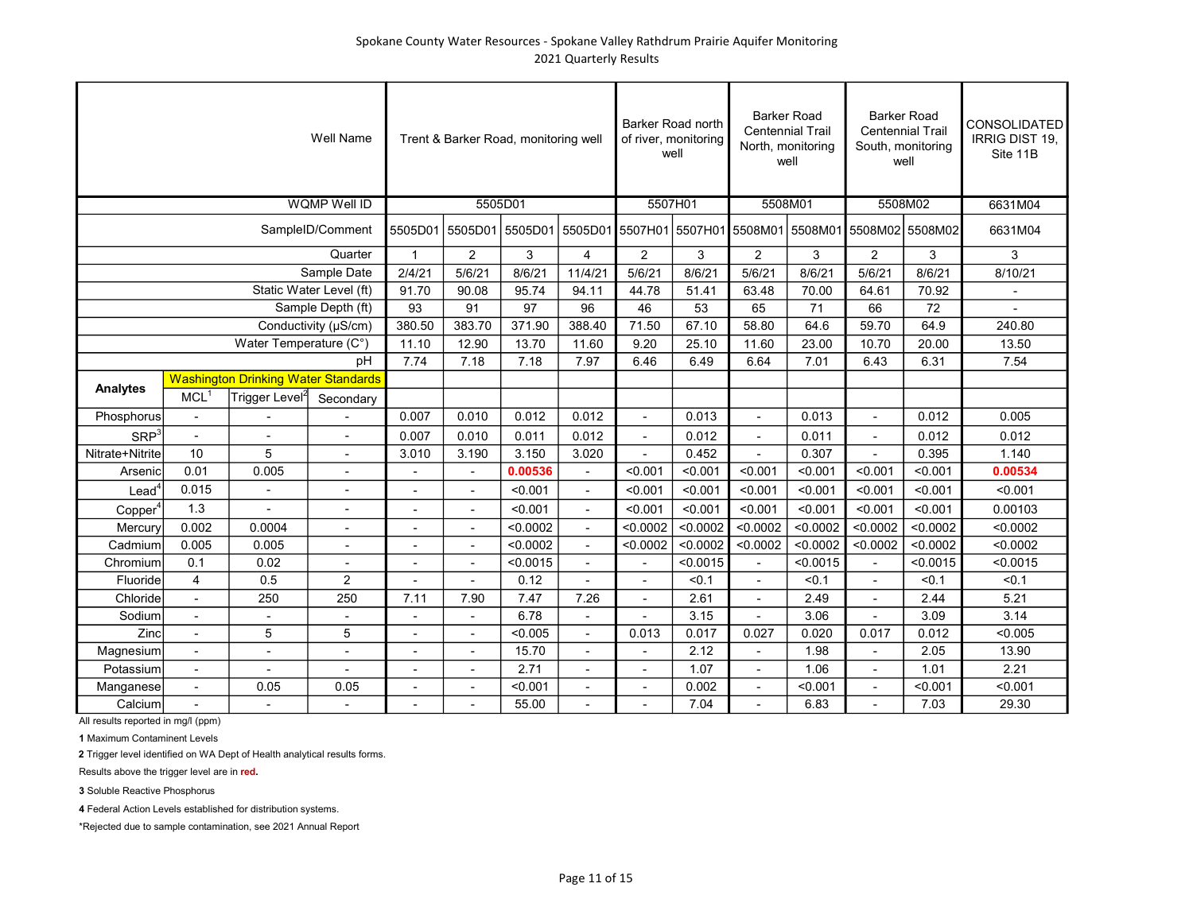Spokane County Water Resources - Spokane Valley Rathdrum Prairie Aquifer Monitoring
2021 Quarterly Results

| | | | Well Name | Trent & Barker Road, monitoring well | | | | Barker Road north of river, monitoring well | | Barker Road Centennial Trail North, monitoring well | | Barker Road Centennial Trail South, monitoring well | | CONSOLIDATED IRRIG DIST 19, Site 11B |
|---|---|---|---|---|---|---|---|---|---|---|---|---|---|---|
| | | | WQMP Well ID | 5505D01 | | | | 5507H01 | | 5508M01 | | 5508M02 | | 6631M04 |
| | | | SampleID/Comment | 5505D01 | 5505D01 | 5505D01 | 5505D01 | 5507H01 | 5507H01 | 5508M01 | 5508M01 | 5508M02 | 5508M02 | 6631M04 |
| | | | Quarter | 1 | 2 | 3 | 4 | 2 | 3 | 2 | 3 | 2 | 3 | 3 |
| | | | Sample Date | 2/4/21 | 5/6/21 | 8/6/21 | 11/4/21 | 5/6/21 | 8/6/21 | 5/6/21 | 8/6/21 | 5/6/21 | 8/6/21 | 8/10/21 |
| | | | Static Water Level (ft) | 91.70 | 90.08 | 95.74 | 94.11 | 44.78 | 51.41 | 63.48 | 70.00 | 64.61 | 70.92 | - |
| | | | Sample Depth (ft) | 93 | 91 | 97 | 96 | 46 | 53 | 65 | 71 | 66 | 72 | - |
| | | | Conductivity (µS/cm) | 380.50 | 383.70 | 371.90 | 388.40 | 71.50 | 67.10 | 58.80 | 64.6 | 59.70 | 64.9 | 240.80 |
| | | | Water Temperature (C°) | 11.10 | 12.90 | 13.70 | 11.60 | 9.20 | 25.10 | 11.60 | 23.00 | 10.70 | 20.00 | 13.50 |
| | | | pH | 7.74 | 7.18 | 7.18 | 7.97 | 6.46 | 6.49 | 6.64 | 7.01 | 6.43 | 6.31 | 7.54 |
| **Analytes** | Washington Drinking Water Standards | | | | | | | | | | | | | |
| | MCL[1] | Trigger Level[2] | Secondary | | | | | | | | | | | |
| Phosphorus | - | - | - | 0.007 | 0.010 | 0.012 | 0.012 | - | 0.013 | - | 0.013 | - | 0.012 | 0.005 |
| SRP[3] | - | - | - | 0.007 | 0.010 | 0.011 | 0.012 | - | 0.012 | - | 0.011 | - | 0.012 | 0.012 |
| Nitrate+Nitrite | 10 | 5 | - | 3.010 | 3.190 | 3.150 | 3.020 | - | 0.452 | - | 0.307 | - | 0.395 | 1.140 |
| Arsenic | 0.01 | 0.005 | - | - | - | **0.00536** | - | <0.001 | <0.001 | <0.001 | <0.001 | <0.001 | <0.001 | **0.00534** |
| Lead[4] | 0.015 | - | - | - | - | <0.001 | - | <0.001 | <0.001 | <0.001 | <0.001 | <0.001 | <0.001 | <0.001 |
| Copper[4] | 1.3 | - | - | - | - | <0.001 | - | <0.001 | <0.001 | <0.001 | <0.001 | <0.001 | <0.001 | 0.00103 |
| Mercury | 0.002 | 0.0004 | - | - | - | <0.0002 | - | <0.0002 | <0.0002 | <0.0002 | <0.0002 | <0.0002 | <0.0002 | <0.0002 |
| Cadmium | 0.005 | 0.005 | - | - | - | <0.0002 | - | <0.0002 | <0.0002 | <0.0002 | <0.0002 | <0.0002 | <0.0002 | <0.0002 |
| Chromium | 0.1 | 0.02 | - | - | - | <0.0015 | - | - | <0.0015 | - | <0.0015 | - | <0.0015 | <0.0015 |
| Fluoride | 4 | 0.5 | 2 | - | - | 0.12 | - | - | <0.1 | - | <0.1 | - | <0.1 | <0.1 |
| Chloride | - | 250 | 250 | 7.11 | 7.90 | 7.47 | 7.26 | - | 2.61 | - | 2.49 | - | 2.44 | 5.21 |
| Sodium | - | - | - | - | - | 6.78 | - | - | 3.15 | - | 3.06 | - | 3.09 | 3.14 |
| Zinc | - | 5 | 5 | - | - | <0.005 | - | 0.013 | 0.017 | 0.027 | 0.020 | 0.017 | 0.012 | <0.005 |
| Magnesium | - | - | - | - | - | 15.70 | - | - | 2.12 | - | 1.98 | - | 2.05 | 13.90 |
| Potassium | - | - | - | - | - | 2.71 | - | - | 1.07 | - | 1.06 | - | 1.01 | 2.21 |
| Manganese | - | 0.05 | 0.05 | - | - | <0.001 | - | - | 0.002 | - | <0.001 | - | <0.001 | <0.001 |
| Calcium | - | - | - | - | - | 55.00 | - | - | 7.04 | - | 6.83 | - | 7.03 | 29.30 |

All results reported in mg/l (ppm)

**1** Maximum Contaminent Levels

**2** Trigger level identified on WA Dept of Health analytical results forms.

Results above the trigger level are in **red.**

**3** Soluble Reactive Phosphorus

**4** Federal Action Levels established for distribution systems.

*Rejected due to sample contamination, see 2021 Annual Report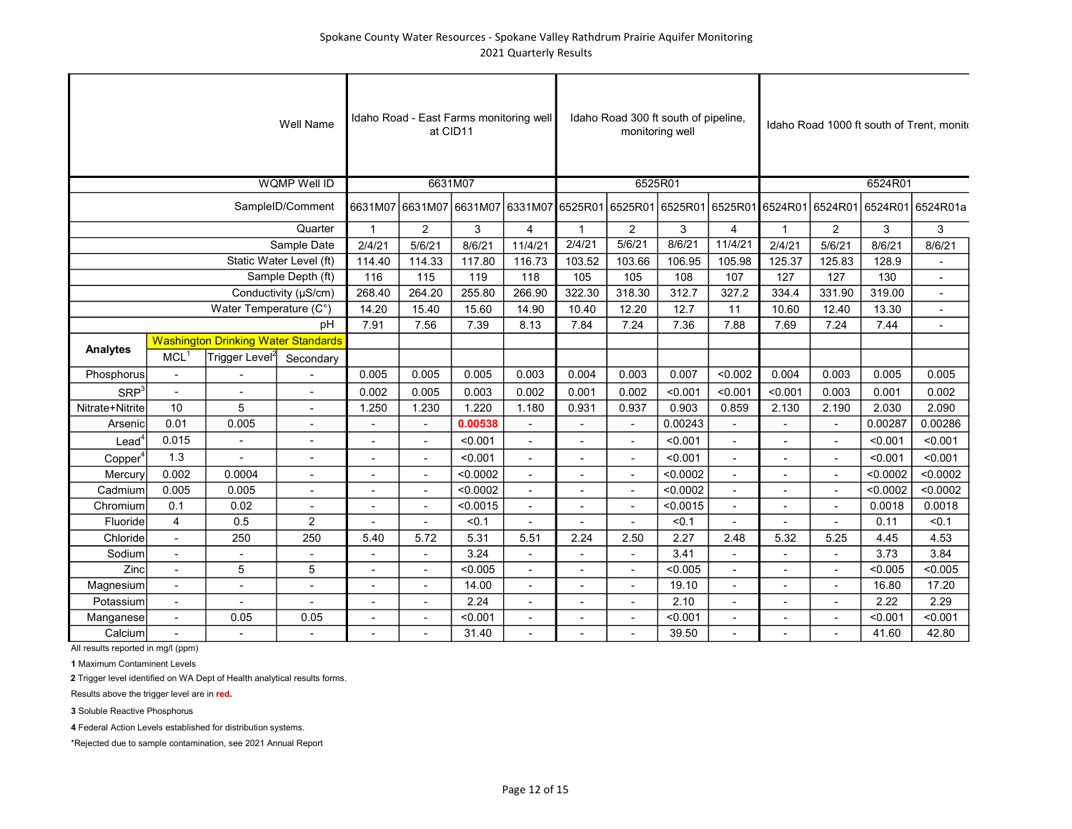Spokane County Water Resources - Spokane Valley Rathdrum Prairie Aquifer Monitoring
2021 Quarterly Results

| | | | Well Name | Idaho Road - East Farms monitoring well at CID11 | | | | Idaho Road 300 ft south of pipeline, monitoring well | | | | Idaho Road 1000 ft south of Trent, monit | | | |
|---|---|---|---|---|---|---|---|---|---|---|---|---|---|---|---|
| | | | WQMP Well ID | 6631M07 | | | | 6525R01 | | | | 6524R01 | | | |
| | | | SampleID/Comment | 6631M07 | 6631M07 | 6631M07 | 6331M07 | 6525R01 | 6525R01 | 6525R01 | 6525R01 | 6524R01 | 6524R01 | 6524R01 | 6524R01a |
| | | | Quarter | 1 | 2 | 3 | 4 | 1 | 2 | 3 | 4 | 1 | 2 | 3 | 3 |
| | | | Sample Date | 2/4/21 | 5/6/21 | 8/6/21 | 11/4/21 | 2/4/21 | 5/6/21 | 8/6/21 | 11/4/21 | 2/4/21 | 5/6/21 | 8/6/21 | 8/6/21 |
| | | | Static Water Level (ft) | 114.40 | 114.33 | 117.80 | 116.73 | 103.52 | 103.66 | 106.95 | 105.98 | 125.37 | 125.83 | 128.9 | - |
| | | | Sample Depth (ft) | 116 | 115 | 119 | 118 | 105 | 105 | 108 | 107 | 127 | 127 | 130 | - |
| | | | Conductivity (µS/cm) | 268.40 | 264.20 | 255.80 | 266.90 | 322.30 | 318.30 | 312.7 | 327.2 | 334.4 | 331.90 | 319.00 | - |
| | | | Water Temperature (C°) | 14.20 | 15.40 | 15.60 | 14.90 | 10.40 | 12.20 | 12.7 | 11 | 10.60 | 12.40 | 13.30 | - |
| | | | pH | 7.91 | 7.56 | 7.39 | 8.13 | 7.84 | 7.24 | 7.36 | 7.88 | 7.69 | 7.24 | 7.44 | - |
| **Analytes** | Washington Drinking Water Standards | | | | | | | | | | | | | | |
| | MCL[1] | Trigger Level[2] | Secondary | | | | | | | | | | | | |
| Phosphorus | - | - | - | 0.005 | 0.005 | 0.005 | 0.003 | 0.004 | 0.003 | 0.007 | <0.002 | 0.004 | 0.003 | 0.005 | 0.005 |
| SRP[3] | - | - | - | 0.002 | 0.005 | 0.003 | 0.002 | 0.001 | 0.002 | <0.001 | <0.001 | <0.001 | 0.003 | 0.001 | 0.002 |
| Nitrate+Nitrite | 10 | 5 | - | 1.250 | 1.230 | 1.220 | 1.180 | 0.931 | 0.937 | 0.903 | 0.859 | 2.130 | 2.190 | 2.030 | 2.090 |
| Arsenic | 0.01 | 0.005 | - | - | - | **0.00538** | - | - | - | 0.00243 | - | - | - | 0.00287 | 0.00286 |
| Lead[4] | 0.015 | - | - | - | - | <0.001 | - | - | - | <0.001 | - | - | - | <0.001 | <0.001 |
| Copper[4] | 1.3 | - | - | - | - | <0.001 | - | - | - | <0.001 | - | - | - | <0.001 | <0.001 |
| Mercury | 0.002 | 0.0004 | - | - | - | <0.0002 | - | - | - | <0.0002 | - | - | - | <0.0002 | <0.0002 |
| Cadmium | 0.005 | 0.005 | - | - | - | <0.0002 | - | - | - | <0.0002 | - | - | - | <0.0002 | <0.0002 |
| Chromium | 0.1 | 0.02 | - | - | - | <0.0015 | - | - | - | <0.0015 | - | - | - | 0.0018 | 0.0018 |
| Fluoride | 4 | 0.5 | 2 | - | - | <0.1 | - | - | - | <0.1 | - | - | - | 0.11 | <0.1 |
| Chloride | - | 250 | 250 | 5.40 | 5.72 | 5.31 | 5.51 | 2.24 | 2.50 | 2.27 | 2.48 | 5.32 | 5.25 | 4.45 | 4.53 |
| Sodium | - | - | - | - | - | 3.24 | - | - | - | 3.41 | - | - | - | 3.73 | 3.84 |
| Zinc | - | 5 | 5 | - | - | <0.005 | - | - | - | <0.005 | - | - | - | <0.005 | <0.005 |
| Magnesium | - | - | - | - | - | 14.00 | - | - | - | 19.10 | - | - | - | 16.80 | 17.20 |
| Potassium | - | - | - | - | - | 2.24 | - | - | - | 2.10 | - | - | - | 2.22 | 2.29 |
| Manganese | - | 0.05 | 0.05 | - | - | <0.001 | - | - | - | <0.001 | - | - | - | <0.001 | <0.001 |
| Calcium | - | - | - | - | - | 31.40 | - | - | - | 39.50 | - | - | - | 41.60 | 42.80 |

All results reported in mg/l (ppm)

**1** Maximum Contaminant Levels

**2** Trigger level identified on WA Dept of Health analytical results forms.

Results above the trigger level are in **red.**

**3** Soluble Reactive Phosphorus

**4** Federal Action Levels established for distribution systems.

*Rejected due to sample contamination, see 2021 Annual Report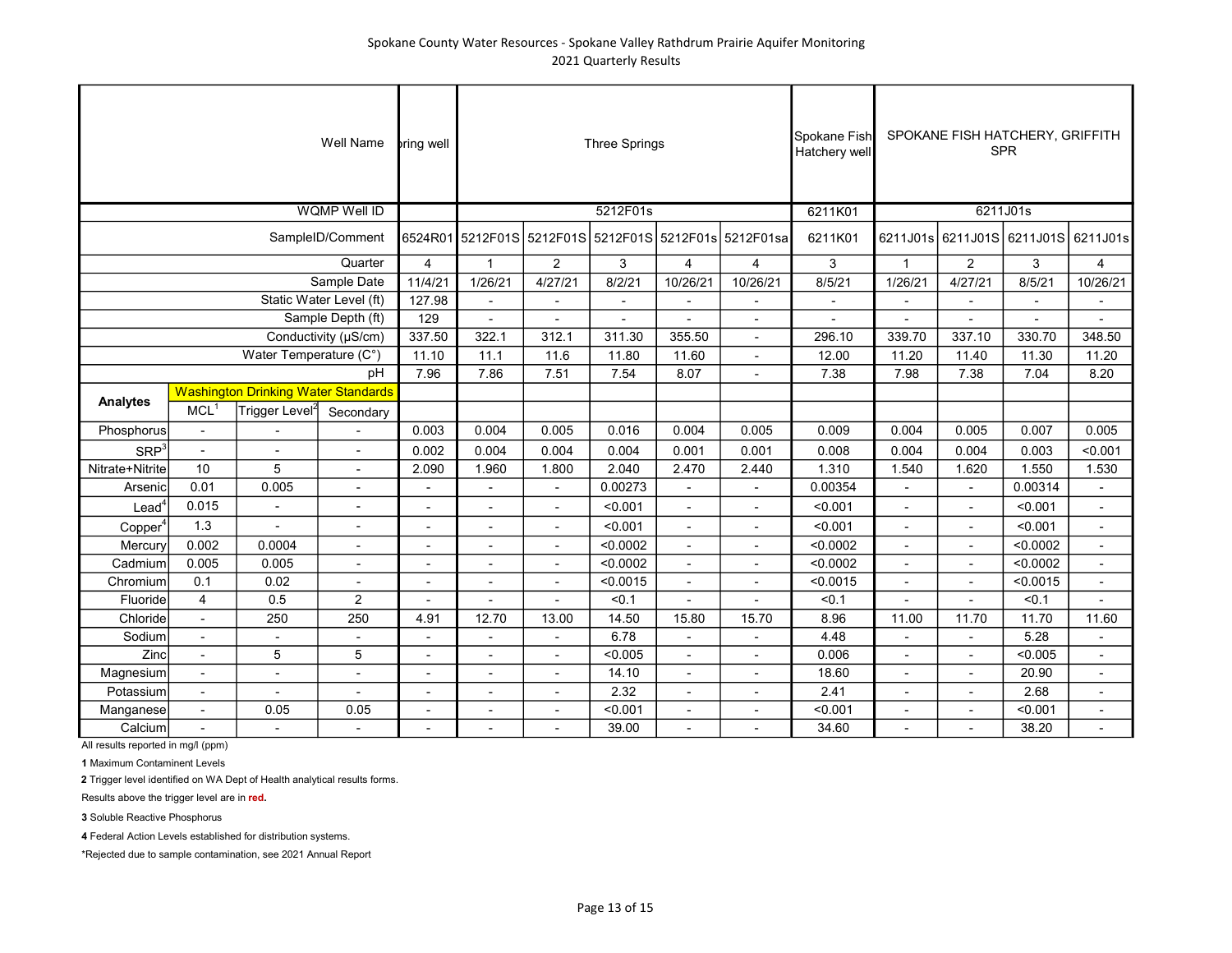# Spokane County Water Resources - Spokane Valley Rathdrum Prairie Aquifer Monitoring
## 2021 Quarterly Results

| Well Name | | | | pring well | Three Springs | | | | | Spokane Fish Hatchery well | SPOKANE FISH HATCHERY, GRIFFITH SPR | | | |
|---|---|---|---|---|---|---|---|---|---|---|---|---|---|---|
| WQMP Well ID | | | | | 5212F01s | | | | | 6211K01 | 6211J01s | | | |
| SampleID/Comment | | | | 6524R01 | 5212F01S | 5212F01S | 5212F01S | 5212F01s | 5212F01sa | 6211K01 | 6211J01s | 6211J01S | 6211J01S | 6211J01s |
| Quarter | | | | 4 | 1 | 2 | 3 | 4 | 4 | 3 | 1 | 2 | 3 | 4 |
| Sample Date | | | | 11/4/21 | 1/26/21 | 4/27/21 | 8/2/21 | 10/26/21 | 10/26/21 | 8/5/21 | 1/26/21 | 4/27/21 | 8/5/21 | 10/26/21 |
| Static Water Level (ft) | | | | 127.98 | - | - | - | - | - | - | - | - | - | - |
| Sample Depth (ft) | | | | 129 | - | - | - | - | - | - | - | - | - | - |
| Conductivity (µS/cm) | | | | 337.50 | 322.1 | 312.1 | 311.30 | 355.50 | - | 296.10 | 339.70 | 337.10 | 330.70 | 348.50 |
| Water Temperature (C°) | | | | 11.10 | 11.1 | 11.6 | 11.80 | 11.60 | - | 12.00 | 11.20 | 11.40 | 11.30 | 11.20 |
| pH | | | | 7.96 | 7.86 | 7.51 | 7.54 | 8.07 | - | 7.38 | 7.98 | 7.38 | 7.04 | 8.20 |
| **Analytes** | Washington Drinking Water Standards | | | | | | | | | | | | | |
| | MCL[1] | Trigger Level[2] | Secondary | | | | | | | | | | | |
| Phosphorus | - | - | - | 0.003 | 0.004 | 0.005 | 0.016 | 0.004 | 0.005 | 0.009 | 0.004 | 0.005 | 0.007 | 0.005 |
| SRP[3] | - | - | - | 0.002 | 0.004 | 0.004 | 0.004 | 0.001 | 0.001 | 0.008 | 0.004 | 0.004 | 0.003 | <0.001 |
| Nitrate+Nitrite | 10 | 5 | - | 2.090 | 1.960 | 1.800 | 2.040 | 2.470 | 2.440 | 1.310 | 1.540 | 1.620 | 1.550 | 1.530 |
| Arsenic | 0.01 | 0.005 | - | - | - | - | 0.00273 | - | - | 0.00354 | - | - | 0.00314 | - |
| Lead[4] | 0.015 | - | - | - | - | - | <0.001 | - | - | <0.001 | - | - | <0.001 | - |
| Copper[4] | 1.3 | - | - | - | - | - | <0.001 | - | - | <0.001 | - | - | <0.001 | - |
| Mercury | 0.002 | 0.0004 | - | - | - | - | <0.0002 | - | - | <0.0002 | - | - | <0.0002 | - |
| Cadmium | 0.005 | 0.005 | - | - | - | - | <0.0002 | - | - | <0.0002 | - | - | <0.0002 | - |
| Chromium | 0.1 | 0.02 | - | - | - | - | <0.0015 | - | - | <0.0015 | - | - | <0.0015 | - |
| Fluoride | 4 | 0.5 | 2 | - | - | - | <0.1 | - | - | <0.1 | - | - | <0.1 | - |
| Chloride | - | 250 | 250 | 4.91 | 12.70 | 13.00 | 14.50 | 15.80 | 15.70 | 8.96 | 11.00 | 11.70 | 11.70 | 11.60 |
| Sodium | - | - | - | - | - | - | 6.78 | - | - | 4.48 | - | - | 5.28 | - |
| Zinc | - | 5 | 5 | - | - | - | <0.005 | - | - | 0.006 | - | - | <0.005 | - |
| Magnesium | - | - | - | - | - | - | 14.10 | - | - | 18.60 | - | - | 20.90 | - |
| Potassium | - | - | - | - | - | - | 2.32 | - | - | 2.41 | - | - | 2.68 | - |
| Manganese | - | 0.05 | 0.05 | - | - | - | <0.001 | - | - | <0.001 | - | - | <0.001 | - |
| Calcium | - | - | - | - | - | - | 39.00 | - | - | 34.60 | - | - | 38.20 | - |

All results reported in mg/l (ppm)

**1** Maximum Contaminent Levels

**2** Trigger level identified on WA Dept of Health analytical results forms.

Results above the trigger level are in **red.**

**3** Soluble Reactive Phosphorus

**4** Federal Action Levels established for distribution systems.

*Rejected due to sample contamination, see 2021 Annual Report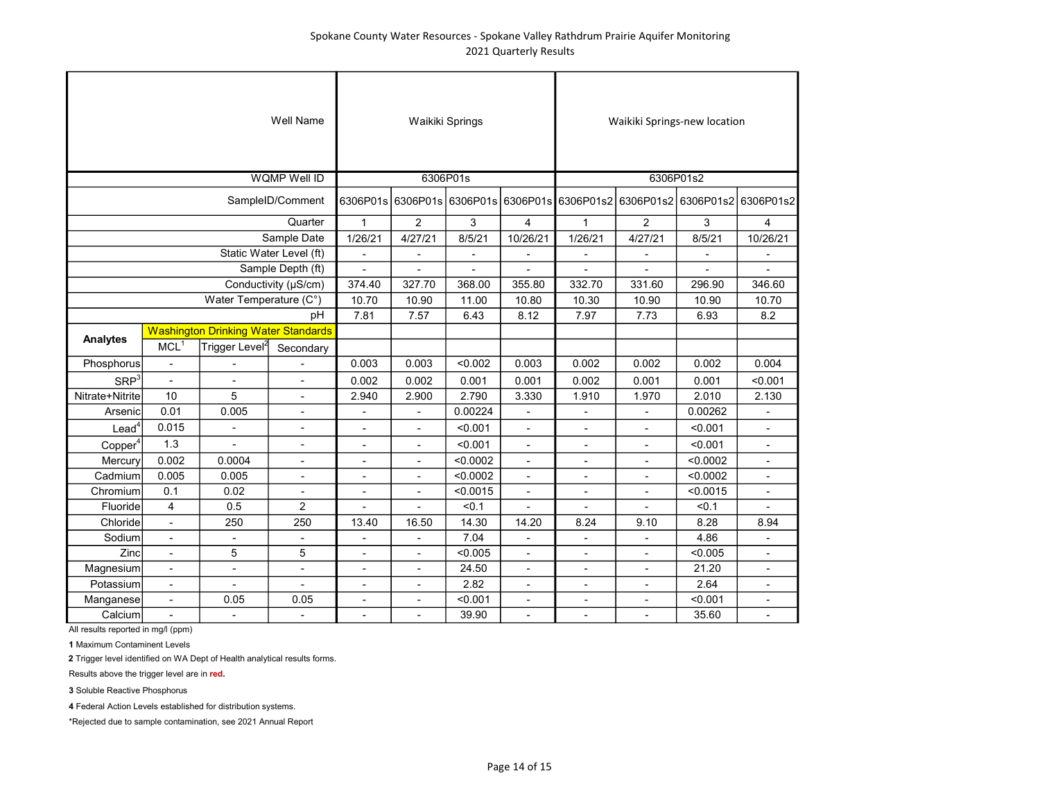Spokane County Water Resources - Spokane Valley Rathdrum Prairie Aquifer Monitoring
2021 Quarterly Results

| | | Well Name | Waikiki Springs | | | | Waikiki Springs-new location | | | |
|---|---|---|---|---|---|---|---|---|---|---|
| | | WQMP Well ID | 6306P01s | | | | 6306P01s2 | | | |
| | | SampleID/Comment | 6306P01s | 6306P01s | 6306P01s | 6306P01s | 6306P01s2 | 6306P01s2 | 6306P01s2 | 6306P01s2 |
| | | Quarter | 1 | 2 | 3 | 4 | 1 | 2 | 3 | 4 |
| | | Sample Date | 1/26/21 | 4/27/21 | 8/5/21 | 10/26/21 | 1/26/21 | 4/27/21 | 8/5/21 | 10/26/21 |
| | | Static Water Level (ft) | - | - | - | - | - | - | - | - |
| | | Sample Depth (ft) | - | - | - | - | - | - | - | - |
| | | Conductivity (µS/cm) | 374.40 | 327.70 | 368.00 | 355.80 | 332.70 | 331.60 | 296.90 | 346.60 |
| | | Water Temperature (C°) | 10.70 | 10.90 | 11.00 | 10.80 | 10.30 | 10.90 | 10.90 | 10.70 |
| | | pH | 7.81 | 7.57 | 6.43 | 8.12 | 7.97 | 7.73 | 6.93 | 8.2 |
| **Analytes** | Washington Drinking Water Standards | | | | | | | | | |
| | MCL[1] | Trigger Level[2] | Secondary | | | | | | | |
| Phosphorus | - | - | - | 0.003 | 0.003 | <0.002 | 0.003 | 0.002 | 0.002 | 0.002 | 0.004 |
| SRP[3] | - | - | - | 0.002 | 0.002 | 0.001 | 0.001 | 0.002 | 0.001 | 0.001 | <0.001 |
| Nitrate+Nitrite | 10 | 5 | - | 2.940 | 2.900 | 2.790 | 3.330 | 1.910 | 1.970 | 2.010 | 2.130 |
| Arsenic | 0.01 | 0.005 | - | - | - | 0.00224 | - | - | - | 0.00262 | - |
| Lead[4] | 0.015 | - | - | - | - | <0.001 | - | - | - | <0.001 | - |
| Copper[4] | 1.3 | - | - | - | - | <0.001 | - | - | - | <0.001 | - |
| Mercury | 0.002 | 0.0004 | - | - | - | <0.0002 | - | - | - | <0.0002 | - |
| Cadmium | 0.005 | 0.005 | - | - | - | <0.0002 | - | - | - | <0.0002 | - |
| Chromium | 0.1 | 0.02 | - | - | - | <0.0015 | - | - | - | <0.0015 | - |
| Fluoride | 4 | 0.5 | 2 | - | - | <0.1 | - | - | - | <0.1 | - |
| Chloride | - | 250 | 250 | 13.40 | 16.50 | 14.30 | 14.20 | 8.24 | 9.10 | 8.28 | 8.94 |
| Sodium | - | - | - | - | - | 7.04 | - | - | - | 4.86 | - |
| Zinc | - | 5 | 5 | - | - | <0.005 | - | - | - | <0.005 | - |
| Magnesium | - | - | - | - | - | 24.50 | - | - | - | 21.20 | - |
| Potassium | - | - | - | - | - | 2.82 | - | - | - | 2.64 | - |
| Manganese | - | 0.05 | 0.05 | - | - | <0.001 | - | - | - | <0.001 | - |
| Calcium | - | - | - | - | - | 39.90 | - | - | - | 35.60 | - |

All results reported in mg/l (ppm)

**1** Maximum Contaminent Levels

**2** Trigger level identified on WA Dept of Health analytical results forms.

Results above the trigger level are in **red.**

**3** Soluble Reactive Phosphorus

**4** Federal Action Levels established for distribution systems.

*Rejected due to sample contamination, see 2021 Annual Report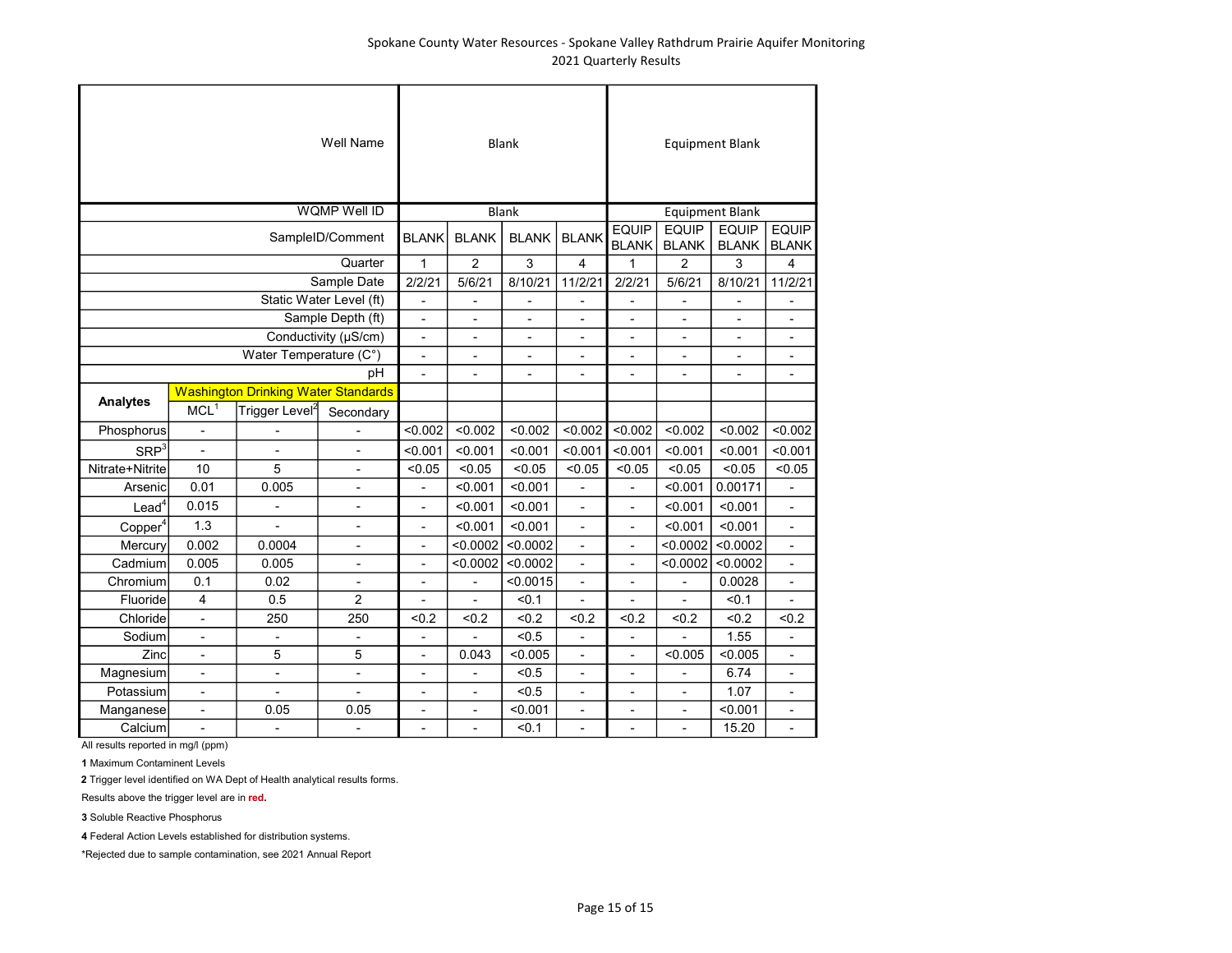Spokane County Water Resources - Spokane Valley Rathdrum Prairie Aquifer Monitoring
2021 Quarterly Results

| | | | Well Name | Blank | | | | Equipment Blank | | | |
|---|---|---|---|---|---|---|---|---|---|---|---|
| | | | WQMP Well ID | Blank | | | | Equipment Blank | | | |
| | | | SampleID/Comment | BLANK | BLANK | BLANK | BLANK | EQUIP BLANK | EQUIP BLANK | EQUIP BLANK | EQUIP BLANK |
| | | | Quarter | 1 | 2 | 3 | 4 | 1 | 2 | 3 | 4 |
| | | | Sample Date | 2/2/21 | 5/6/21 | 8/10/21 | 11/2/21 | 2/2/21 | 5/6/21 | 8/10/21 | 11/2/21 |
| | | | Static Water Level (ft) | - | - | - | - | - | - | - | - |
| | | | Sample Depth (ft) | - | - | - | - | - | - | - | - |
| | | | Conductivity (µS/cm) | - | - | - | - | - | - | - | - |
| | | | Water Temperature (C°) | - | - | - | - | - | - | - | - |
| | | | pH | - | - | - | - | - | - | - | - |
| **Analytes** | Washington Drinking Water Standards | | | | | | | | | | |
| | MCL[1] | Trigger Level[2] | Secondary | | | | | | | | |
| Phosphorus | - | - | - | <0.002 | <0.002 | <0.002 | <0.002 | <0.002 | <0.002 | <0.002 | <0.002 |
| SRP[3] | - | - | - | <0.001 | <0.001 | <0.001 | <0.001 | <0.001 | <0.001 | <0.001 | <0.001 |
| Nitrate+Nitrite | 10 | 5 | - | <0.05 | <0.05 | <0.05 | <0.05 | <0.05 | <0.05 | <0.05 | <0.05 |
| Arsenic | 0.01 | 0.005 | - | - | <0.001 | <0.001 | - | - | <0.001 | 0.00171 | - |
| Lead[4] | 0.015 | - | - | - | <0.001 | <0.001 | - | - | <0.001 | <0.001 | - |
| Copper[4] | 1.3 | - | - | - | <0.001 | <0.001 | - | - | <0.001 | <0.001 | - |
| Mercury | 0.002 | 0.0004 | - | - | <0.0002 | <0.0002 | - | - | <0.0002 | <0.0002 | - |
| Cadmium | 0.005 | 0.005 | - | - | <0.0002 | <0.0002 | - | - | <0.0002 | <0.0002 | - |
| Chromium | 0.1 | 0.02 | - | - | - | <0.0015 | - | - | - | 0.0028 | - |
| Fluoride | 4 | 0.5 | 2 | - | - | <0.1 | - | - | - | <0.1 | - |
| Chloride | - | 250 | 250 | <0.2 | <0.2 | <0.2 | <0.2 | <0.2 | <0.2 | <0.2 | <0.2 |
| Sodium | - | - | - | - | - | <0.5 | - | - | - | 1.55 | - |
| Zinc | - | 5 | 5 | - | 0.043 | <0.005 | - | - | <0.005 | <0.005 | - |
| Magnesium | - | - | - | - | - | <0.5 | - | - | - | 6.74 | - |
| Potassium | - | - | - | - | - | <0.5 | - | - | - | 1.07 | - |
| Manganese | - | 0.05 | 0.05 | - | - | <0.001 | - | - | - | <0.001 | - |
| Calcium | - | - | - | - | - | <0.1 | - | - | - | 15.20 | - |

All results reported in mg/l (ppm)

**1** Maximum Contaminent Levels

**2** Trigger level identified on WA Dept of Health analytical results forms.

Results above the trigger level are in **red.**

**3** Soluble Reactive Phosphorus

**4** Federal Action Levels established for distribution systems.

*Rejected due to sample contamination, see 2021 Annual Report